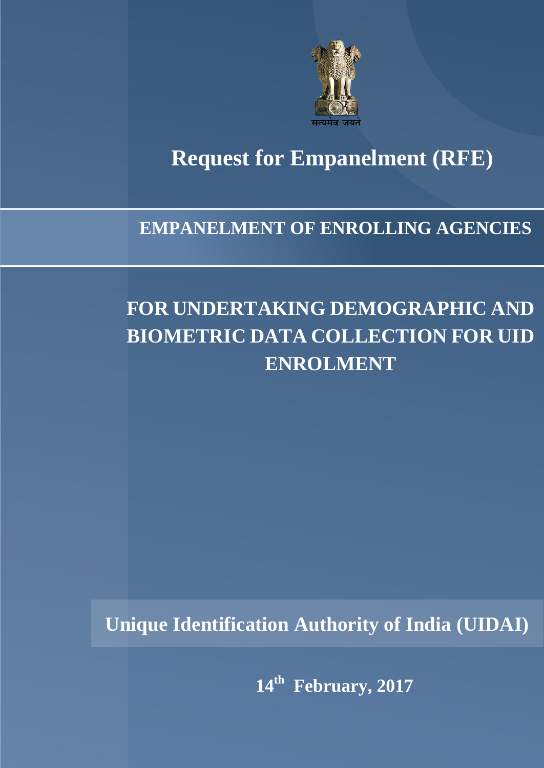सत्यमेव जयते

# Request for Empanelment (RFE)

## EMPANELMENT OF ENROLLING AGENCIES

## FOR UNDERTAKING DEMOGRAPHIC AND BIOMETRIC DATA COLLECTION FOR UID ENROLMENT

**Unique Identification Authority of India (UIDAI)**

**14th February, 2017**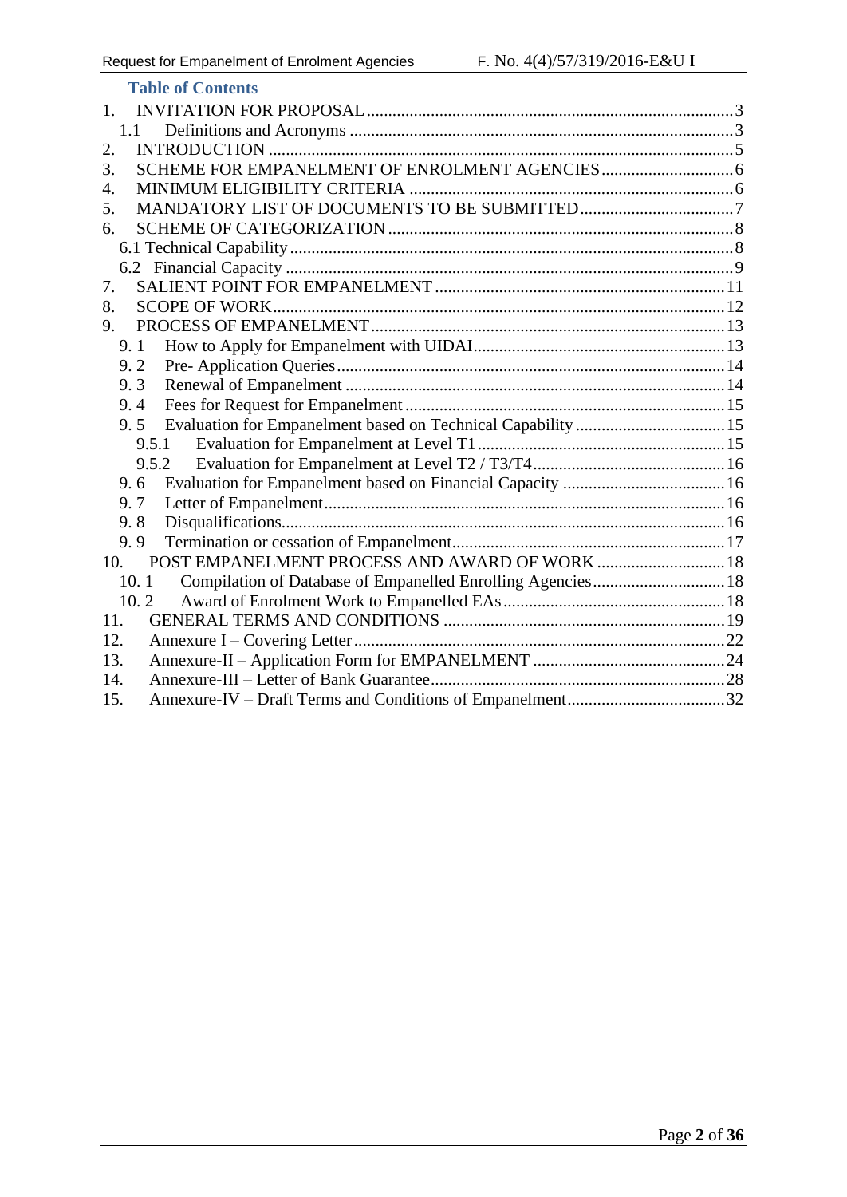## Table of Contents

1. INVITATION FOR PROPOSAL ..................... 3
   - 1.1 Definitions and Acronyms ..................... 3
2. INTRODUCTION ..................... 5
3. SCHEME FOR EMPANELMENT OF ENROLMENT AGENCIES ..................... 6
4. MINIMUM ELIGIBILITY CRITERIA ..................... 6
5. MANDATORY LIST OF DOCUMENTS TO BE SUBMITTED ..................... 7
6. SCHEME OF CATEGORIZATION ..................... 8
   - 6.1 Technical Capability ..................... 8
   - 6.2 Financial Capacity ..................... 9
7. SALIENT POINT FOR EMPANELMENT ..................... 11
8. SCOPE OF WORK ..................... 12
9. PROCESS OF EMPANELMENT ..................... 13
   - 9. 1 How to Apply for Empanelment with UIDAI ..................... 13
   - 9. 2 Pre- Application Queries ..................... 14
   - 9. 3 Renewal of Empanelment ..................... 14
   - 9. 4 Fees for Request for Empanelment ..................... 15
   - 9. 5 Evaluation for Empanelment based on Technical Capability ..................... 15
     - 9.5.1 Evaluation for Empanelment at Level T1 ..................... 15
     - 9.5.2 Evaluation for Empanelment at Level T2 / T3/T4 ..................... 16
   - 9. 6 Evaluation for Empanelment based on Financial Capacity ..................... 16
   - 9. 7 Letter of Empanelment ..................... 16
   - 9. 8 Disqualifications ..................... 16
   - 9. 9 Termination or cessation of Empanelment ..................... 17
10. POST EMPANELMENT PROCESS AND AWARD OF WORK ..................... 18
    - 10. 1 Compilation of Database of Empanelled Enrolling Agencies ..................... 18
    - 10. 2 Award of Enrolment Work to Empanelled EAs ..................... 18
11. GENERAL TERMS AND CONDITIONS ..................... 19
12. Annexure I – Covering Letter ..................... 22
13. Annexure-II – Application Form for EMPANELMENT ..................... 24
14. Annexure-III – Letter of Bank Guarantee ..................... 28
15. Annexure-IV – Draft Terms and Conditions of Empanelment ..................... 32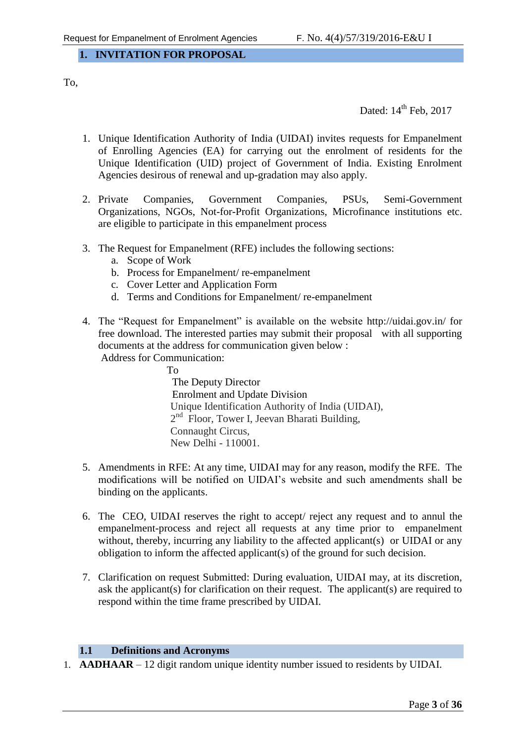## 1. INVITATION FOR PROPOSAL

To,

Dated: 14th Feb, 2017

1. Unique Identification Authority of India (UIDAI) invites requests for Empanelment of Enrolling Agencies (EA) for carrying out the enrolment of residents for the Unique Identification (UID) project of Government of India. Existing Enrolment Agencies desirous of renewal and up-gradation may also apply.

2. Private Companies, Government Companies, PSUs, Semi-Government Organizations, NGOs, Not-for-Profit Organizations, Microfinance institutions etc. are eligible to participate in this empanelment process

3. The Request for Empanelment (RFE) includes the following sections:
   a. Scope of Work
   b. Process for Empanelment/ re-empanelment
   c. Cover Letter and Application Form
   d. Terms and Conditions for Empanelment/ re-empanelment

4. The "Request for Empanelment" is available on the website http://uidai.gov.in/ for free download. The interested parties may submit their proposal with all supporting documents at the address for communication given below :
   Address for Communication:

   To
   The Deputy Director
   Enrolment and Update Division
   Unique Identification Authority of India (UIDAI),
   2nd Floor, Tower I, Jeevan Bharati Building,
   Connaught Circus,
   New Delhi - 110001.

5. Amendments in RFE: At any time, UIDAI may for any reason, modify the RFE. The modifications will be notified on UIDAI's website and such amendments shall be binding on the applicants.

6. The CEO, UIDAI reserves the right to accept/ reject any request and to annul the empanelment-process and reject all requests at any time prior to empanelment without, thereby, incurring any liability to the affected applicant(s) or UIDAI or any obligation to inform the affected applicant(s) of the ground for such decision.

7. Clarification on request Submitted: During evaluation, UIDAI may, at its discretion, ask the applicant(s) for clarification on their request. The applicant(s) are required to respond within the time frame prescribed by UIDAI.

### 1.1 Definitions and Acronyms

1. **AADHAAR** – 12 digit random unique identity number issued to residents by UIDAI.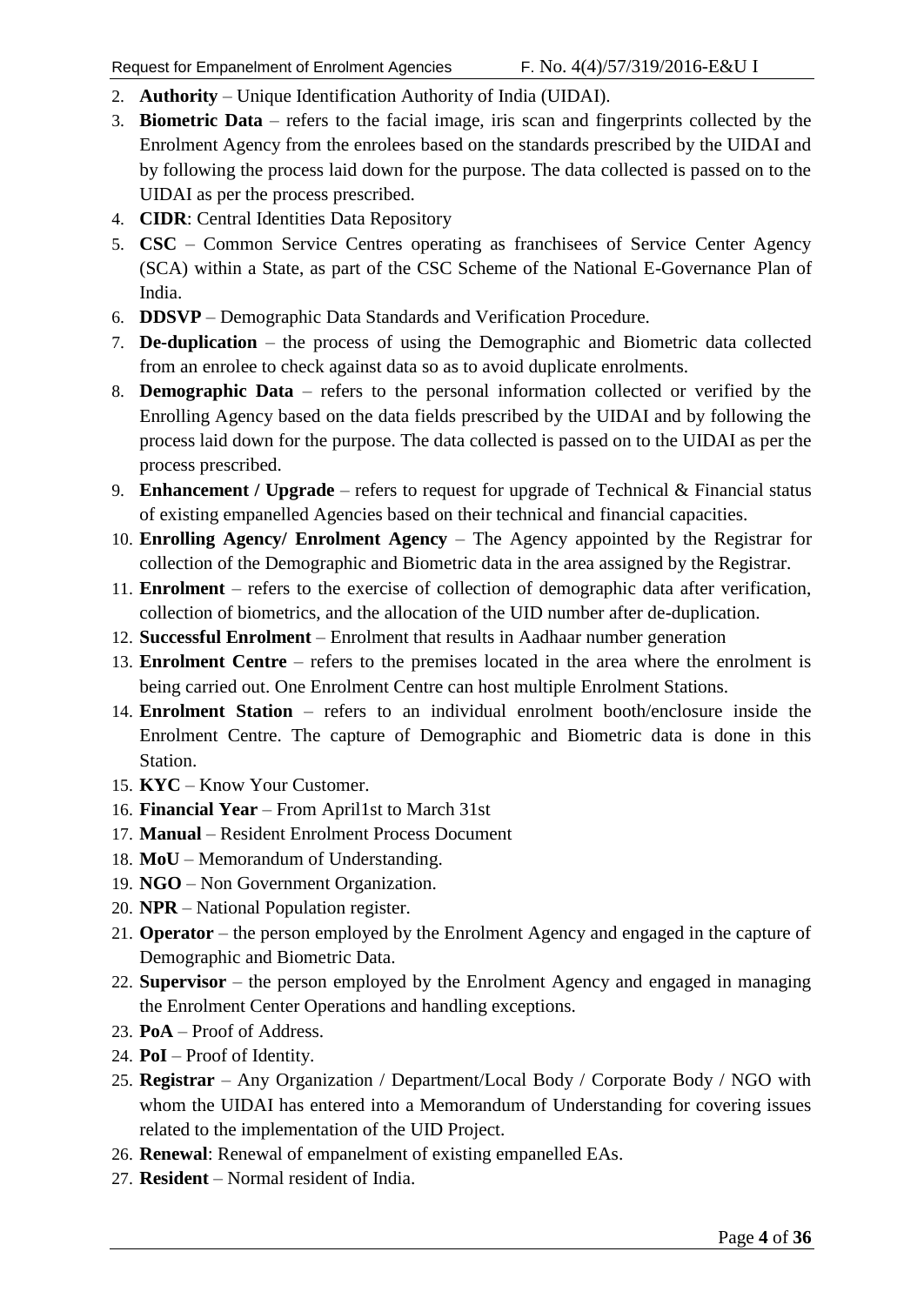2. **Authority** – Unique Identification Authority of India (UIDAI).
3. **Biometric Data** – refers to the facial image, iris scan and fingerprints collected by the Enrolment Agency from the enrolees based on the standards prescribed by the UIDAI and by following the process laid down for the purpose. The data collected is passed on to the UIDAI as per the process prescribed.
4. **CIDR**: Central Identities Data Repository
5. **CSC** – Common Service Centres operating as franchisees of Service Center Agency (SCA) within a State, as part of the CSC Scheme of the National E-Governance Plan of India.
6. **DDSVP** – Demographic Data Standards and Verification Procedure.
7. **De-duplication** – the process of using the Demographic and Biometric data collected from an enrolee to check against data so as to avoid duplicate enrolments.
8. **Demographic Data** – refers to the personal information collected or verified by the Enrolling Agency based on the data fields prescribed by the UIDAI and by following the process laid down for the purpose. The data collected is passed on to the UIDAI as per the process prescribed.
9. **Enhancement / Upgrade** – refers to request for upgrade of Technical & Financial status of existing empanelled Agencies based on their technical and financial capacities.
10. **Enrolling Agency/ Enrolment Agency** – The Agency appointed by the Registrar for collection of the Demographic and Biometric data in the area assigned by the Registrar.
11. **Enrolment** – refers to the exercise of collection of demographic data after verification, collection of biometrics, and the allocation of the UID number after de-duplication.
12. **Successful Enrolment** – Enrolment that results in Aadhaar number generation
13. **Enrolment Centre** – refers to the premises located in the area where the enrolment is being carried out. One Enrolment Centre can host multiple Enrolment Stations.
14. **Enrolment Station** – refers to an individual enrolment booth/enclosure inside the Enrolment Centre. The capture of Demographic and Biometric data is done in this Station.
15. **KYC** – Know Your Customer.
16. **Financial Year** – From April1st to March 31st
17. **Manual** – Resident Enrolment Process Document
18. **MoU** – Memorandum of Understanding.
19. **NGO** – Non Government Organization.
20. **NPR** – National Population register.
21. **Operator** – the person employed by the Enrolment Agency and engaged in the capture of Demographic and Biometric Data.
22. **Supervisor** – the person employed by the Enrolment Agency and engaged in managing the Enrolment Center Operations and handling exceptions.
23. **PoA** – Proof of Address.
24. **PoI** – Proof of Identity.
25. **Registrar** – Any Organization / Department/Local Body / Corporate Body / NGO with whom the UIDAI has entered into a Memorandum of Understanding for covering issues related to the implementation of the UID Project.
26. **Renewal**: Renewal of empanelment of existing empanelled EAs.
27. **Resident** – Normal resident of India.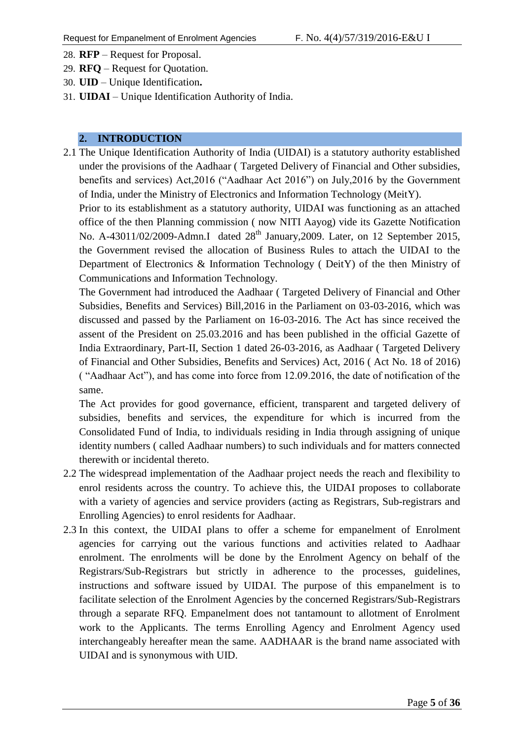28. **RFP** – Request for Proposal.
29. **RFQ** – Request for Quotation.
30. **UID** – Unique Identification**.**
31. **UIDAI** – Unique Identification Authority of India.

## 2. INTRODUCTION

2.1 The Unique Identification Authority of India (UIDAI) is a statutory authority established under the provisions of the Aadhaar ( Targeted Delivery of Financial and Other subsidies, benefits and services) Act,2016 ("Aadhaar Act 2016") on July,2016 by the Government of India, under the Ministry of Electronics and Information Technology (MeitY).

Prior to its establishment as a statutory authority, UIDAI was functioning as an attached office of the then Planning commission ( now NITI Aayog) vide its Gazette Notification No. A-43011/02/2009-Admn.I dated 28th January,2009. Later, on 12 September 2015, the Government revised the allocation of Business Rules to attach the UIDAI to the Department of Electronics & Information Technology ( DeitY) of the then Ministry of Communications and Information Technology.

The Government had introduced the Aadhaar ( Targeted Delivery of Financial and Other Subsidies, Benefits and Services) Bill,2016 in the Parliament on 03-03-2016, which was discussed and passed by the Parliament on 16-03-2016. The Act has since received the assent of the President on 25.03.2016 and has been published in the official Gazette of India Extraordinary, Part-II, Section 1 dated 26-03-2016, as Aadhaar ( Targeted Delivery of Financial and Other Subsidies, Benefits and Services) Act, 2016 ( Act No. 18 of 2016) ( "Aadhaar Act"), and has come into force from 12.09.2016, the date of notification of the same.

The Act provides for good governance, efficient, transparent and targeted delivery of subsidies, benefits and services, the expenditure for which is incurred from the Consolidated Fund of India, to individuals residing in India through assigning of unique identity numbers ( called Aadhaar numbers) to such individuals and for matters connected therewith or incidental thereto.

2.2 The widespread implementation of the Aadhaar project needs the reach and flexibility to enrol residents across the country. To achieve this, the UIDAI proposes to collaborate with a variety of agencies and service providers (acting as Registrars, Sub-registrars and Enrolling Agencies) to enrol residents for Aadhaar.

2.3 In this context, the UIDAI plans to offer a scheme for empanelment of Enrolment agencies for carrying out the various functions and activities related to Aadhaar enrolment. The enrolments will be done by the Enrolment Agency on behalf of the Registrars/Sub-Registrars but strictly in adherence to the processes, guidelines, instructions and software issued by UIDAI. The purpose of this empanelment is to facilitate selection of the Enrolment Agencies by the concerned Registrars/Sub-Registrars through a separate RFQ. Empanelment does not tantamount to allotment of Enrolment work to the Applicants. The terms Enrolling Agency and Enrolment Agency used interchangeably hereafter mean the same. AADHAAR is the brand name associated with UIDAI and is synonymous with UID.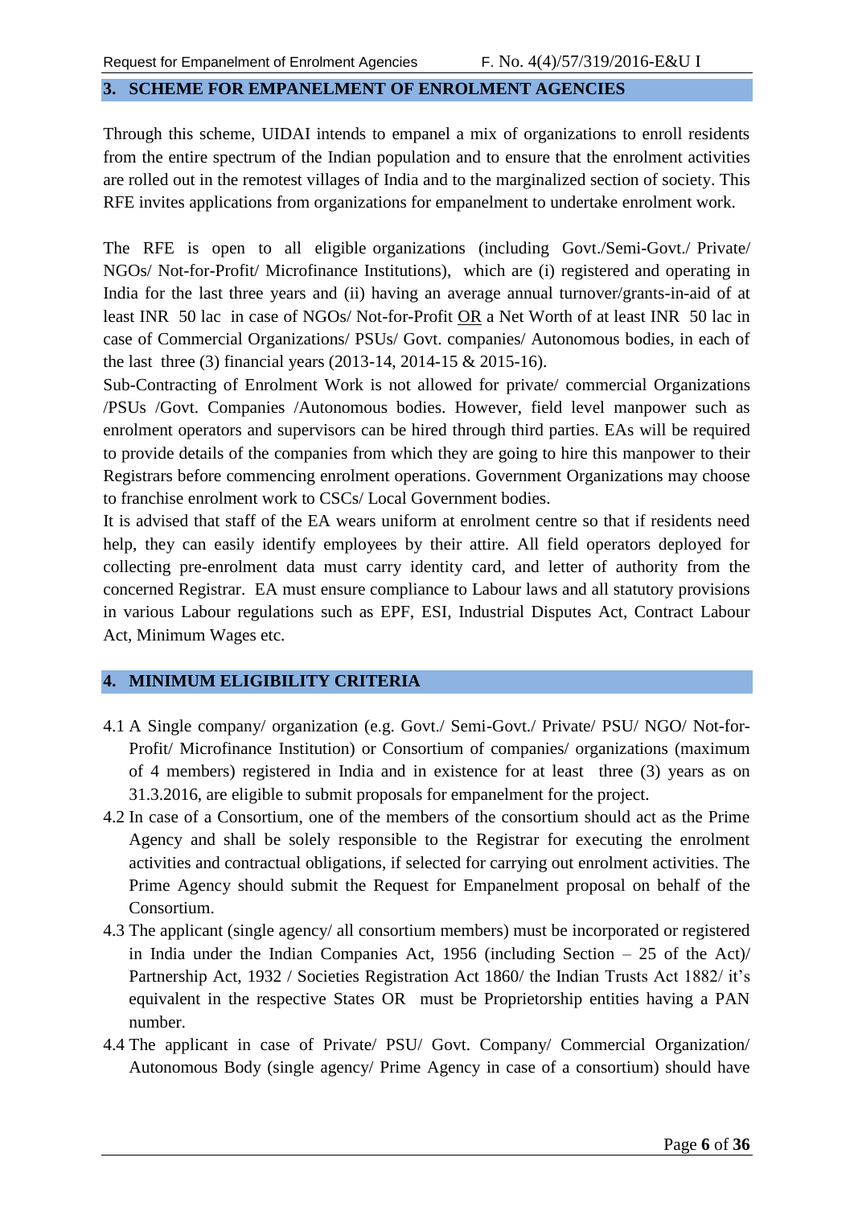## 3. SCHEME FOR EMPANELMENT OF ENROLMENT AGENCIES

Through this scheme, UIDAI intends to empanel a mix of organizations to enroll residents from the entire spectrum of the Indian population and to ensure that the enrolment activities are rolled out in the remotest villages of India and to the marginalized section of society. This RFE invites applications from organizations for empanelment to undertake enrolment work.

The RFE is open to all eligible organizations (including Govt./Semi-Govt./ Private/ NGOs/ Not-for-Profit/ Microfinance Institutions), which are (i) registered and operating in India for the last three years and (ii) having an average annual turnover/grants-in-aid of at least INR 50 lac in case of NGOs/ Not-for-Profit OR a Net Worth of at least INR 50 lac in case of Commercial Organizations/ PSUs/ Govt. companies/ Autonomous bodies, in each of the last three (3) financial years (2013-14, 2014-15 & 2015-16).

Sub-Contracting of Enrolment Work is not allowed for private/ commercial Organizations /PSUs /Govt. Companies /Autonomous bodies. However, field level manpower such as enrolment operators and supervisors can be hired through third parties. EAs will be required to provide details of the companies from which they are going to hire this manpower to their Registrars before commencing enrolment operations. Government Organizations may choose to franchise enrolment work to CSCs/ Local Government bodies.

It is advised that staff of the EA wears uniform at enrolment centre so that if residents need help, they can easily identify employees by their attire. All field operators deployed for collecting pre-enrolment data must carry identity card, and letter of authority from the concerned Registrar. EA must ensure compliance to Labour laws and all statutory provisions in various Labour regulations such as EPF, ESI, Industrial Disputes Act, Contract Labour Act, Minimum Wages etc.

## 4. MINIMUM ELIGIBILITY CRITERIA

4.1 A Single company/ organization (e.g. Govt./ Semi-Govt./ Private/ PSU/ NGO/ Not-for-Profit/ Microfinance Institution) or Consortium of companies/ organizations (maximum of 4 members) registered in India and in existence for at least three (3) years as on 31.3.2016, are eligible to submit proposals for empanelment for the project.

4.2 In case of a Consortium, one of the members of the consortium should act as the Prime Agency and shall be solely responsible to the Registrar for executing the enrolment activities and contractual obligations, if selected for carrying out enrolment activities. The Prime Agency should submit the Request for Empanelment proposal on behalf of the Consortium.

4.3 The applicant (single agency/ all consortium members) must be incorporated or registered in India under the Indian Companies Act, 1956 (including Section – 25 of the Act)/ Partnership Act, 1932 / Societies Registration Act 1860/ the Indian Trusts Act 1882/ it's equivalent in the respective States OR must be Proprietorship entities having a PAN number.

4.4 The applicant in case of Private/ PSU/ Govt. Company/ Commercial Organization/ Autonomous Body (single agency/ Prime Agency in case of a consortium) should have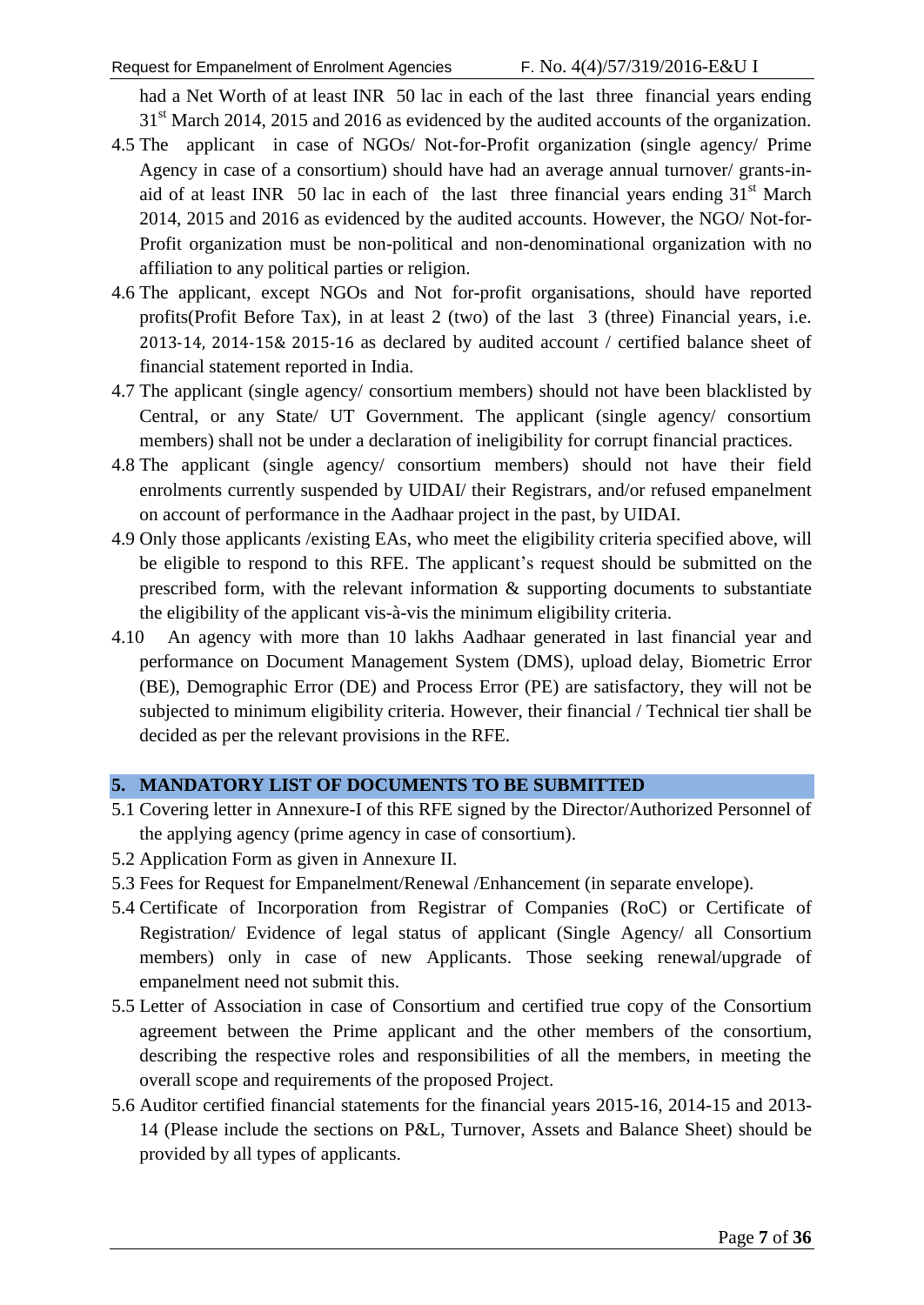had a Net Worth of at least INR 50 lac in each of the last three financial years ending 31st March 2014, 2015 and 2016 as evidenced by the audited accounts of the organization.

4.5 The applicant in case of NGOs/ Not-for-Profit organization (single agency/ Prime Agency in case of a consortium) should have had an average annual turnover/ grants-in-aid of at least INR 50 lac in each of the last three financial years ending 31st March 2014, 2015 and 2016 as evidenced by the audited accounts. However, the NGO/ Not-for-Profit organization must be non-political and non-denominational organization with no affiliation to any political parties or religion.

4.6 The applicant, except NGOs and Not for-profit organisations, should have reported profits(Profit Before Tax), in at least 2 (two) of the last 3 (three) Financial years, i.e. 2013-14, 2014-15& 2015-16 as declared by audited account / certified balance sheet of financial statement reported in India.

4.7 The applicant (single agency/ consortium members) should not have been blacklisted by Central, or any State/ UT Government. The applicant (single agency/ consortium members) shall not be under a declaration of ineligibility for corrupt financial practices.

4.8 The applicant (single agency/ consortium members) should not have their field enrolments currently suspended by UIDAI/ their Registrars, and/or refused empanelment on account of performance in the Aadhaar project in the past, by UIDAI.

4.9 Only those applicants /existing EAs, who meet the eligibility criteria specified above, will be eligible to respond to this RFE. The applicant's request should be submitted on the prescribed form, with the relevant information & supporting documents to substantiate the eligibility of the applicant vis-à-vis the minimum eligibility criteria.

4.10 An agency with more than 10 lakhs Aadhaar generated in last financial year and performance on Document Management System (DMS), upload delay, Biometric Error (BE), Demographic Error (DE) and Process Error (PE) are satisfactory, they will not be subjected to minimum eligibility criteria. However, their financial / Technical tier shall be decided as per the relevant provisions in the RFE.

## 5. MANDATORY LIST OF DOCUMENTS TO BE SUBMITTED

5.1 Covering letter in Annexure-I of this RFE signed by the Director/Authorized Personnel of the applying agency (prime agency in case of consortium).

5.2 Application Form as given in Annexure II.

5.3 Fees for Request for Empanelment/Renewal /Enhancement (in separate envelope).

5.4 Certificate of Incorporation from Registrar of Companies (RoC) or Certificate of Registration/ Evidence of legal status of applicant (Single Agency/ all Consortium members) only in case of new Applicants. Those seeking renewal/upgrade of empanelment need not submit this.

5.5 Letter of Association in case of Consortium and certified true copy of the Consortium agreement between the Prime applicant and the other members of the consortium, describing the respective roles and responsibilities of all the members, in meeting the overall scope and requirements of the proposed Project.

5.6 Auditor certified financial statements for the financial years 2015-16, 2014-15 and 2013-14 (Please include the sections on P&L, Turnover, Assets and Balance Sheet) should be provided by all types of applicants.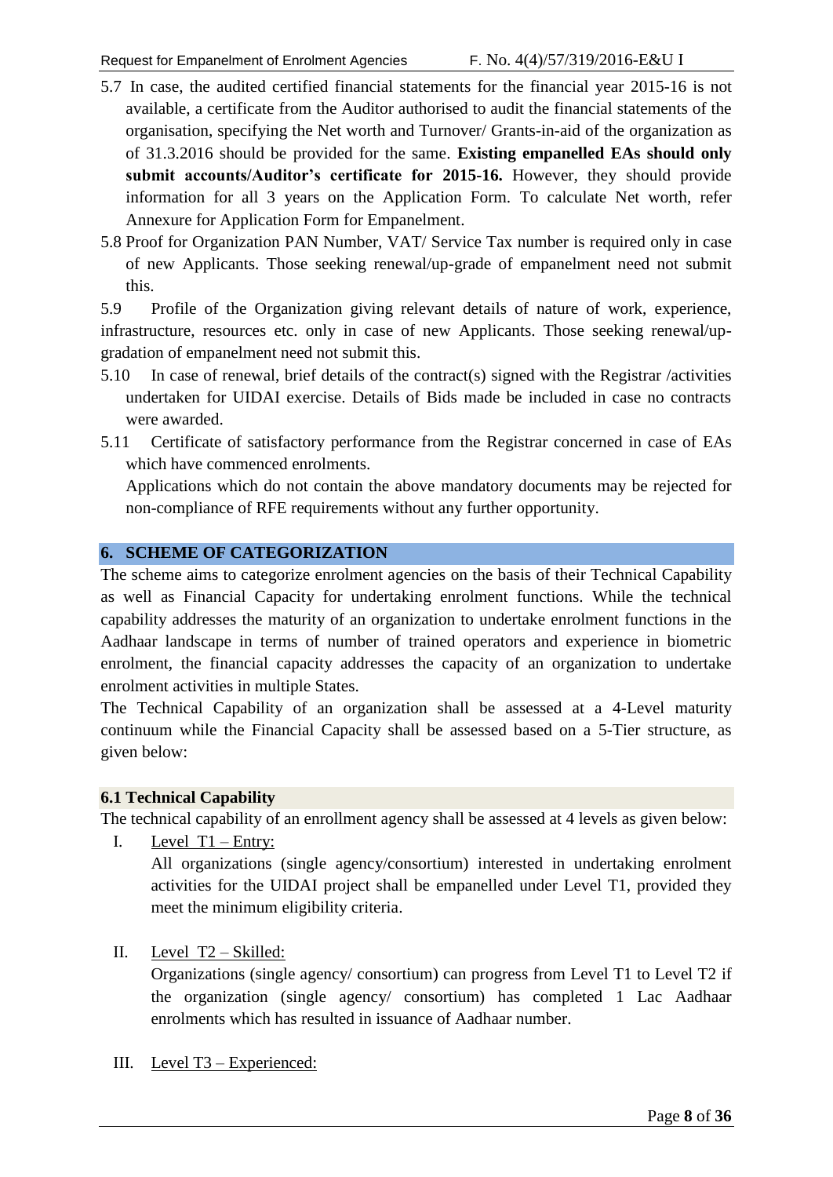5.7 In case, the audited certified financial statements for the financial year 2015-16 is not available, a certificate from the Auditor authorised to audit the financial statements of the organisation, specifying the Net worth and Turnover/ Grants-in-aid of the organization as of 31.3.2016 should be provided for the same. **Existing empanelled EAs should only submit accounts/Auditor's certificate for 2015-16.** However, they should provide information for all 3 years on the Application Form. To calculate Net worth, refer Annexure for Application Form for Empanelment.

5.8 Proof for Organization PAN Number, VAT/ Service Tax number is required only in case of new Applicants. Those seeking renewal/up-grade of empanelment need not submit this.

5.9 Profile of the Organization giving relevant details of nature of work, experience, infrastructure, resources etc. only in case of new Applicants. Those seeking renewal/up-gradation of empanelment need not submit this.

5.10 In case of renewal, brief details of the contract(s) signed with the Registrar /activities undertaken for UIDAI exercise. Details of Bids made be included in case no contracts were awarded.

5.11 Certificate of satisfactory performance from the Registrar concerned in case of EAs which have commenced enrolments.

Applications which do not contain the above mandatory documents may be rejected for non-compliance of RFE requirements without any further opportunity.

## 6. SCHEME OF CATEGORIZATION

The scheme aims to categorize enrolment agencies on the basis of their Technical Capability as well as Financial Capacity for undertaking enrolment functions. While the technical capability addresses the maturity of an organization to undertake enrolment functions in the Aadhaar landscape in terms of number of trained operators and experience in biometric enrolment, the financial capacity addresses the capacity of an organization to undertake enrolment activities in multiple States.

The Technical Capability of an organization shall be assessed at a 4-Level maturity continuum while the Financial Capacity shall be assessed based on a 5-Tier structure, as given below:

### 6.1 Technical Capability

The technical capability of an enrollment agency shall be assessed at 4 levels as given below:

I. Level T1 – Entry:

All organizations (single agency/consortium) interested in undertaking enrolment activities for the UIDAI project shall be empanelled under Level T1, provided they meet the minimum eligibility criteria.

II. Level T2 – Skilled:

Organizations (single agency/ consortium) can progress from Level T1 to Level T2 if the organization (single agency/ consortium) has completed 1 Lac Aadhaar enrolments which has resulted in issuance of Aadhaar number.

III. Level T3 – Experienced: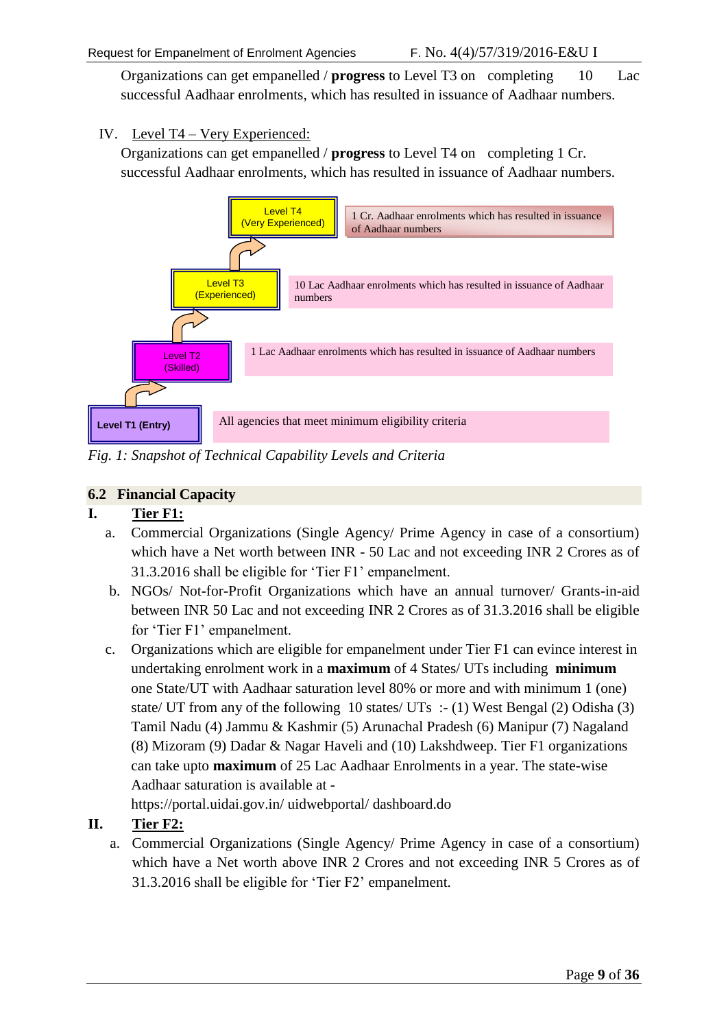Organizations can get empanelled / **progress** to Level T3 on completing 10 Lac successful Aadhaar enrolments, which has resulted in issuance of Aadhaar numbers.

IV. Level T4 – Very Experienced:

Organizations can get empanelled / **progress** to Level T4 on completing 1 Cr. successful Aadhaar enrolments, which has resulted in issuance of Aadhaar numbers.

| Level | Criteria |
| --- | --- |
| Level T4 (Very Experienced) | 1 Cr. Aadhaar enrolments which has resulted in issuance of Aadhaar numbers |
| Level T3 (Experienced) | 10 Lac Aadhaar enrolments which has resulted in issuance of Aadhaar numbers |
| Level T2 (Skilled) | 1 Lac Aadhaar enrolments which has resulted in issuance of Aadhaar numbers |
| Level T1 (Entry) | All agencies that meet minimum eligibility criteria |

*Fig. 1: Snapshot of Technical Capability Levels and Criteria*

## 6.2 Financial Capacity

**I. Tier F1:**

a. Commercial Organizations (Single Agency/ Prime Agency in case of a consortium) which have a Net worth between INR - 50 Lac and not exceeding INR 2 Crores as of 31.3.2016 shall be eligible for 'Tier F1' empanelment.

b. NGOs/ Not-for-Profit Organizations which have an annual turnover/ Grants-in-aid between INR 50 Lac and not exceeding INR 2 Crores as of 31.3.2016 shall be eligible for 'Tier F1' empanelment.

c. Organizations which are eligible for empanelment under Tier F1 can evince interest in undertaking enrolment work in a **maximum** of 4 States/ UTs including **minimum** one State/UT with Aadhaar saturation level 80% or more and with minimum 1 (one) state/ UT from any of the following 10 states/ UTs :- (1) West Bengal (2) Odisha (3) Tamil Nadu (4) Jammu & Kashmir (5) Arunachal Pradesh (6) Manipur (7) Nagaland (8) Mizoram (9) Dadar & Nagar Haveli and (10) Lakshdweep. Tier F1 organizations can take upto **maximum** of 25 Lac Aadhaar Enrolments in a year. The state-wise Aadhaar saturation is available at - https://portal.uidai.gov.in/ uidwebportal/ dashboard.do

**II. Tier F2:**

a. Commercial Organizations (Single Agency/ Prime Agency in case of a consortium) which have a Net worth above INR 2 Crores and not exceeding INR 5 Crores as of 31.3.2016 shall be eligible for 'Tier F2' empanelment.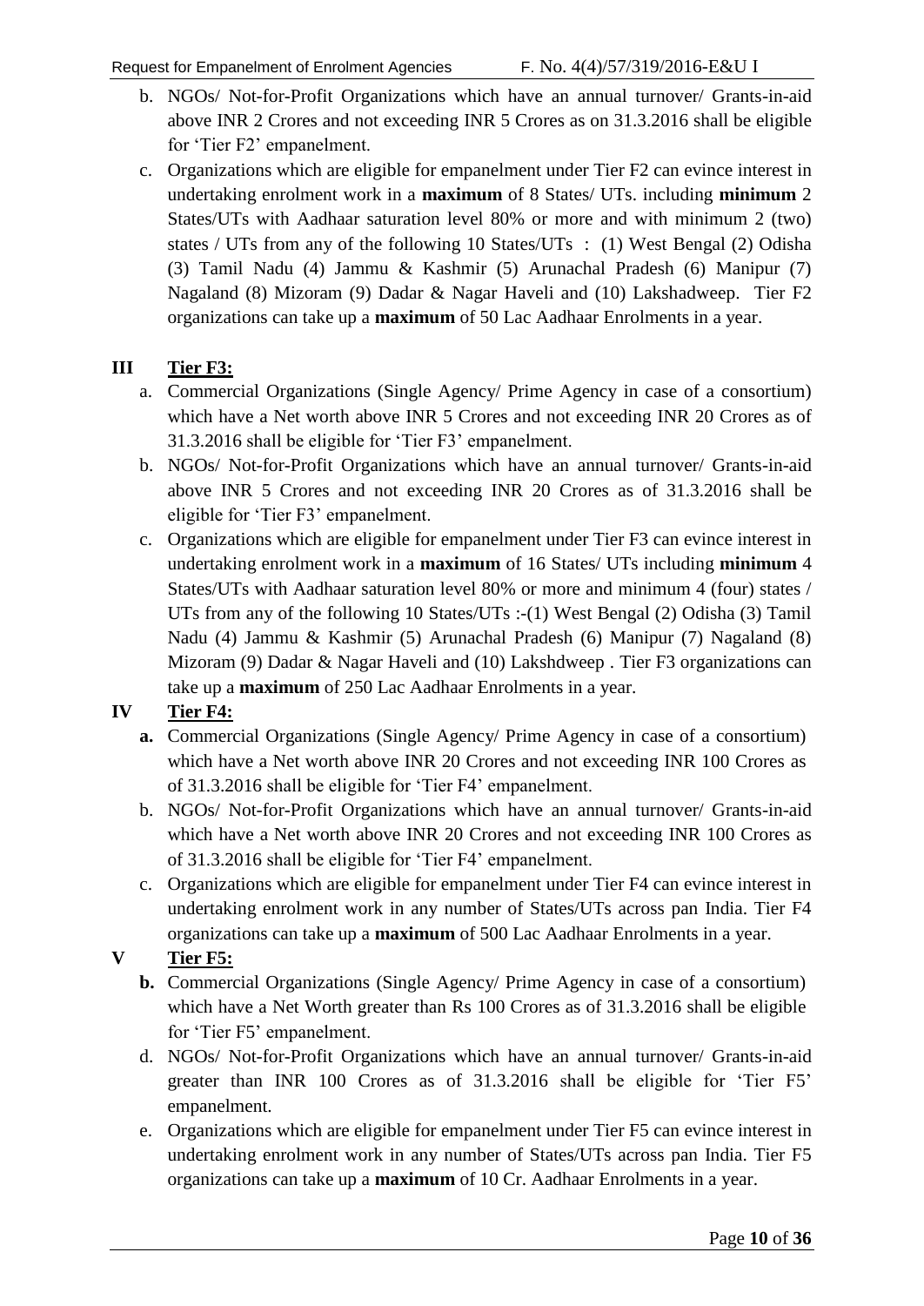b. NGOs/ Not-for-Profit Organizations which have an annual turnover/ Grants-in-aid above INR 2 Crores and not exceeding INR 5 Crores as on 31.3.2016 shall be eligible for 'Tier F2' empanelment.

c. Organizations which are eligible for empanelment under Tier F2 can evince interest in undertaking enrolment work in a **maximum** of 8 States/ UTs. including **minimum** 2 States/UTs with Aadhaar saturation level 80% or more and with minimum 2 (two) states / UTs from any of the following 10 States/UTs : (1) West Bengal (2) Odisha (3) Tamil Nadu (4) Jammu & Kashmir (5) Arunachal Pradesh (6) Manipur (7) Nagaland (8) Mizoram (9) Dadar & Nagar Haveli and (10) Lakshadweep. Tier F2 organizations can take up a **maximum** of 50 Lac Aadhaar Enrolments in a year.

**III Tier F3:**

a. Commercial Organizations (Single Agency/ Prime Agency in case of a consortium) which have a Net worth above INR 5 Crores and not exceeding INR 20 Crores as of 31.3.2016 shall be eligible for 'Tier F3' empanelment.

b. NGOs/ Not-for-Profit Organizations which have an annual turnover/ Grants-in-aid above INR 5 Crores and not exceeding INR 20 Crores as of 31.3.2016 shall be eligible for 'Tier F3' empanelment.

c. Organizations which are eligible for empanelment under Tier F3 can evince interest in undertaking enrolment work in a **maximum** of 16 States/ UTs including **minimum** 4 States/UTs with Aadhaar saturation level 80% or more and minimum 4 (four) states / UTs from any of the following 10 States/UTs :-(1) West Bengal (2) Odisha (3) Tamil Nadu (4) Jammu & Kashmir (5) Arunachal Pradesh (6) Manipur (7) Nagaland (8) Mizoram (9) Dadar & Nagar Haveli and (10) Lakshdweep . Tier F3 organizations can take up a **maximum** of 250 Lac Aadhaar Enrolments in a year.

**IV Tier F4:**

**a.** Commercial Organizations (Single Agency/ Prime Agency in case of a consortium) which have a Net worth above INR 20 Crores and not exceeding INR 100 Crores as of 31.3.2016 shall be eligible for 'Tier F4' empanelment.

b. NGOs/ Not-for-Profit Organizations which have an annual turnover/ Grants-in-aid which have a Net worth above INR 20 Crores and not exceeding INR 100 Crores as of 31.3.2016 shall be eligible for 'Tier F4' empanelment.

c. Organizations which are eligible for empanelment under Tier F4 can evince interest in undertaking enrolment work in any number of States/UTs across pan India. Tier F4 organizations can take up a **maximum** of 500 Lac Aadhaar Enrolments in a year.

**V Tier F5:**

**b.** Commercial Organizations (Single Agency/ Prime Agency in case of a consortium) which have a Net Worth greater than Rs 100 Crores as of 31.3.2016 shall be eligible for 'Tier F5' empanelment.

d. NGOs/ Not-for-Profit Organizations which have an annual turnover/ Grants-in-aid greater than INR 100 Crores as of 31.3.2016 shall be eligible for 'Tier F5' empanelment.

e. Organizations which are eligible for empanelment under Tier F5 can evince interest in undertaking enrolment work in any number of States/UTs across pan India. Tier F5 organizations can take up a **maximum** of 10 Cr. Aadhaar Enrolments in a year.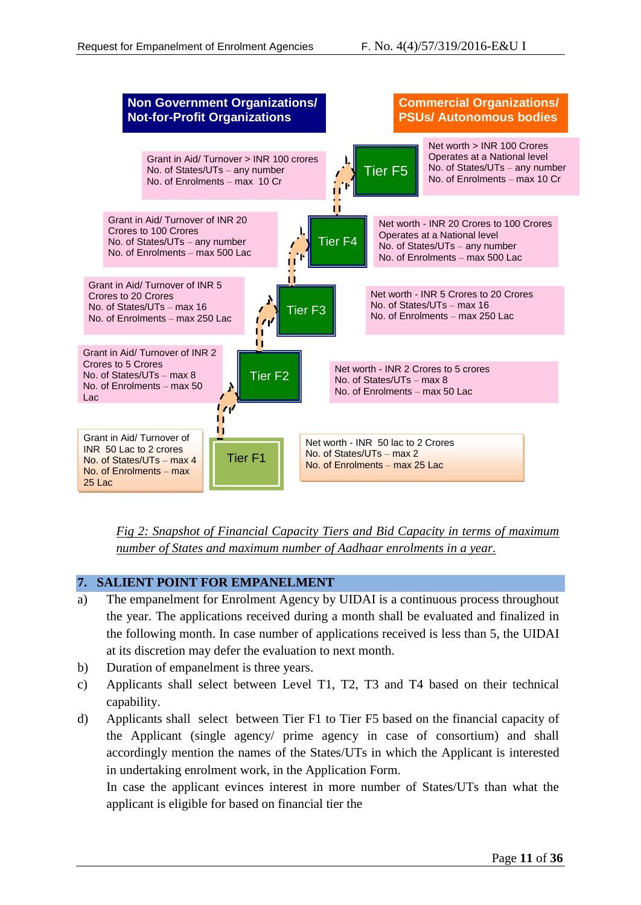| Non Government Organizations/ Not-for-Profit Organizations | Tier | Commercial Organizations/ PSUs/ Autonomous bodies |
|---|---|---|
| Grant in Aid/ Turnover > INR 100 crores<br>No. of States/UTs – any number<br>No. of Enrolments – max 10 Cr | Tier F5 | Net worth > INR 100 Crores<br>Operates at a National level<br>No. of States/UTs – any number<br>No. of Enrolments – max 10 Cr |
| Grant in Aid/ Turnover of INR 20 Crores to 100 Crores<br>No. of States/UTs – any number<br>No. of Enrolments – max 500 Lac | Tier F4 | Net worth - INR 20 Crores to 100 Crores<br>Operates at a National level<br>No. of States/UTs – any number<br>No. of Enrolments – max 500 Lac |
| Grant in Aid/ Turnover of INR 5 Crores to 20 Crores<br>No. of States/UTs – max 16<br>No. of Enrolments – max 250 Lac | Tier F3 | Net worth - INR 5 Crores to 20 Crores<br>No. of States/UTs – max 16<br>No. of Enrolments – max 250 Lac |
| Grant in Aid/ Turnover of INR 2 Crores to 5 Crores<br>No. of States/UTs – max 8<br>No. of Enrolments – max 50 Lac | Tier F2 | Net worth - INR 2 Crores to 5 crores<br>No. of States/UTs – max 8<br>No. of Enrolments – max 50 Lac |
| Grant in Aid/ Turnover of INR 50 Lac to 2 crores<br>No. of States/UTs – max 4<br>No. of Enrolments – max 25 Lac | Tier F1 | Net worth - INR 50 lac to 2 Crores<br>No. of States/UTs – max 2<br>No. of Enrolments – max 25 Lac |

*Fig 2: Snapshot of Financial Capacity Tiers and Bid Capacity in terms of maximum number of States and maximum number of Aadhaar enrolments in a year.*

## 7. SALIENT POINT FOR EMPANELMENT

a) The empanelment for Enrolment Agency by UIDAI is a continuous process throughout the year. The applications received during a month shall be evaluated and finalized in the following month. In case number of applications received is less than 5, the UIDAI at its discretion may defer the evaluation to next month.

b) Duration of empanelment is three years.

c) Applicants shall select between Level T1, T2, T3 and T4 based on their technical capability.

d) Applicants shall select between Tier F1 to Tier F5 based on the financial capacity of the Applicant (single agency/ prime agency in case of consortium) and shall accordingly mention the names of the States/UTs in which the Applicant is interested in undertaking enrolment work, in the Application Form.

In case the applicant evinces interest in more number of States/UTs than what the applicant is eligible for based on financial tier the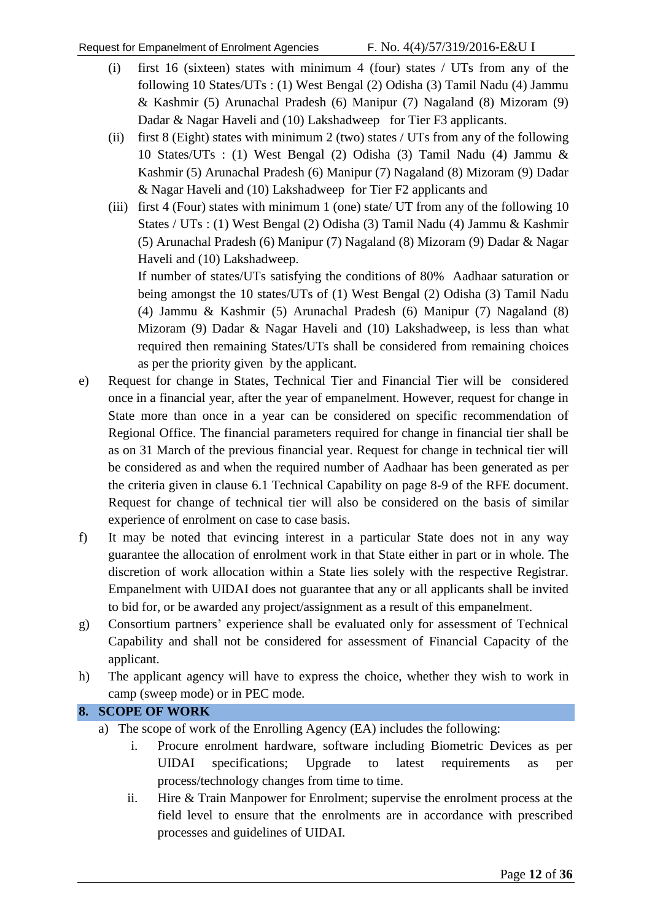(i) first 16 (sixteen) states with minimum 4 (four) states / UTs from any of the following 10 States/UTs : (1) West Bengal (2) Odisha (3) Tamil Nadu (4) Jammu & Kashmir (5) Arunachal Pradesh (6) Manipur (7) Nagaland (8) Mizoram (9) Dadar & Nagar Haveli and (10) Lakshadweep for Tier F3 applicants.

(ii) first 8 (Eight) states with minimum 2 (two) states / UTs from any of the following 10 States/UTs : (1) West Bengal (2) Odisha (3) Tamil Nadu (4) Jammu & Kashmir (5) Arunachal Pradesh (6) Manipur (7) Nagaland (8) Mizoram (9) Dadar & Nagar Haveli and (10) Lakshadweep for Tier F2 applicants and

(iii) first 4 (Four) states with minimum 1 (one) state/ UT from any of the following 10 States / UTs : (1) West Bengal (2) Odisha (3) Tamil Nadu (4) Jammu & Kashmir (5) Arunachal Pradesh (6) Manipur (7) Nagaland (8) Mizoram (9) Dadar & Nagar Haveli and (10) Lakshadweep.

If number of states/UTs satisfying the conditions of 80% Aadhaar saturation or being amongst the 10 states/UTs of (1) West Bengal (2) Odisha (3) Tamil Nadu (4) Jammu & Kashmir (5) Arunachal Pradesh (6) Manipur (7) Nagaland (8) Mizoram (9) Dadar & Nagar Haveli and (10) Lakshadweep, is less than what required then remaining States/UTs shall be considered from remaining choices as per the priority given by the applicant.

e) Request for change in States, Technical Tier and Financial Tier will be considered once in a financial year, after the year of empanelment. However, request for change in State more than once in a year can be considered on specific recommendation of Regional Office. The financial parameters required for change in financial tier shall be as on 31 March of the previous financial year. Request for change in technical tier will be considered as and when the required number of Aadhaar has been generated as per the criteria given in clause 6.1 Technical Capability on page 8-9 of the RFE document. Request for change of technical tier will also be considered on the basis of similar experience of enrolment on case to case basis.

f) It may be noted that evincing interest in a particular State does not in any way guarantee the allocation of enrolment work in that State either in part or in whole. The discretion of work allocation within a State lies solely with the respective Registrar. Empanelment with UIDAI does not guarantee that any or all applicants shall be invited to bid for, or be awarded any project/assignment as a result of this empanelment.

g) Consortium partners' experience shall be evaluated only for assessment of Technical Capability and shall not be considered for assessment of Financial Capacity of the applicant.

h) The applicant agency will have to express the choice, whether they wish to work in camp (sweep mode) or in PEC mode.

## 8. SCOPE OF WORK

a) The scope of work of the Enrolling Agency (EA) includes the following:

   i. Procure enrolment hardware, software including Biometric Devices as per UIDAI specifications; Upgrade to latest requirements as per process/technology changes from time to time.

   ii. Hire & Train Manpower for Enrolment; supervise the enrolment process at the field level to ensure that the enrolments are in accordance with prescribed processes and guidelines of UIDAI.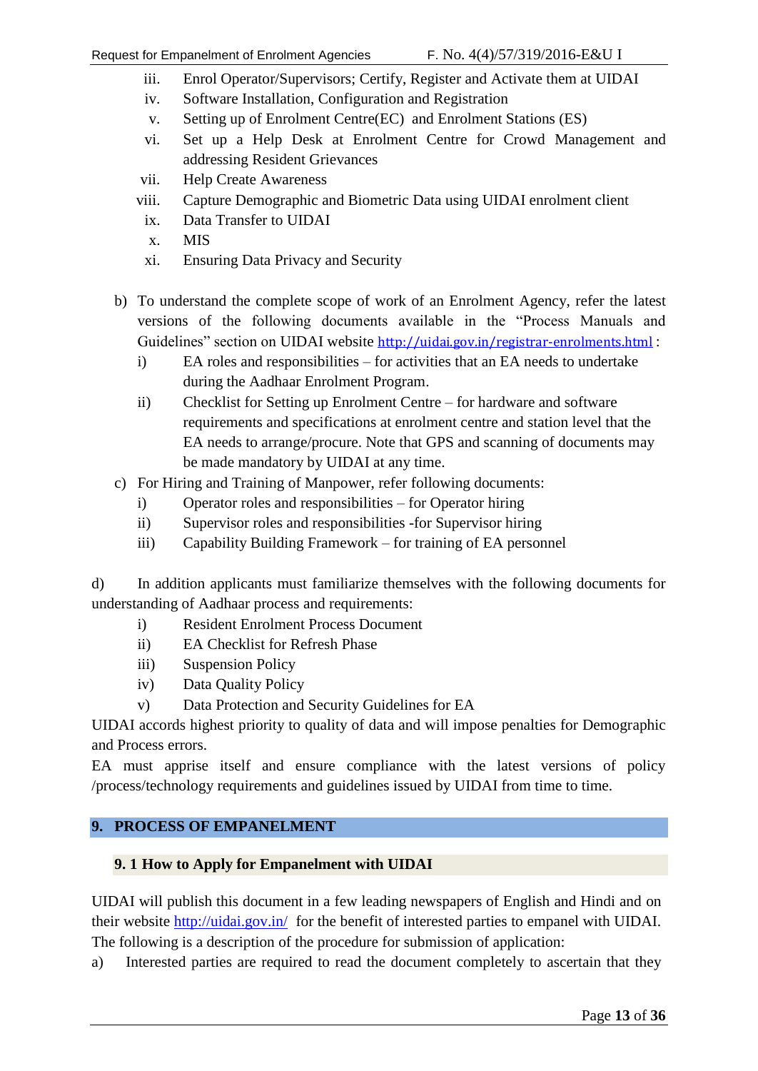iii. Enrol Operator/Supervisors; Certify, Register and Activate them at UIDAI
iv. Software Installation, Configuration and Registration
v. Setting up of Enrolment Centre(EC) and Enrolment Stations (ES)
vi. Set up a Help Desk at Enrolment Centre for Crowd Management and addressing Resident Grievances
vii. Help Create Awareness
viii. Capture Demographic and Biometric Data using UIDAI enrolment client
ix. Data Transfer to UIDAI
x. MIS
xi. Ensuring Data Privacy and Security

b) To understand the complete scope of work of an Enrolment Agency, refer the latest versions of the following documents available in the "Process Manuals and Guidelines" section on UIDAI website http://uidai.gov.in/registrar-enrolments.html :
   i) EA roles and responsibilities – for activities that an EA needs to undertake during the Aadhaar Enrolment Program.
   ii) Checklist for Setting up Enrolment Centre – for hardware and software requirements and specifications at enrolment centre and station level that the EA needs to arrange/procure. Note that GPS and scanning of documents may be made mandatory by UIDAI at any time.

c) For Hiring and Training of Manpower, refer following documents:
   i) Operator roles and responsibilities – for Operator hiring
   ii) Supervisor roles and responsibilities -for Supervisor hiring
   iii) Capability Building Framework – for training of EA personnel

d) In addition applicants must familiarize themselves with the following documents for understanding of Aadhaar process and requirements:
   i) Resident Enrolment Process Document
   ii) EA Checklist for Refresh Phase
   iii) Suspension Policy
   iv) Data Quality Policy
   v) Data Protection and Security Guidelines for EA

UIDAI accords highest priority to quality of data and will impose penalties for Demographic and Process errors.

EA must apprise itself and ensure compliance with the latest versions of policy /process/technology requirements and guidelines issued by UIDAI from time to time.

## 9. PROCESS OF EMPANELMENT

### 9. 1 How to Apply for Empanelment with UIDAI

UIDAI will publish this document in a few leading newspapers of English and Hindi and on their website http://uidai.gov.in/ for the benefit of interested parties to empanel with UIDAI. The following is a description of the procedure for submission of application:

a) Interested parties are required to read the document completely to ascertain that they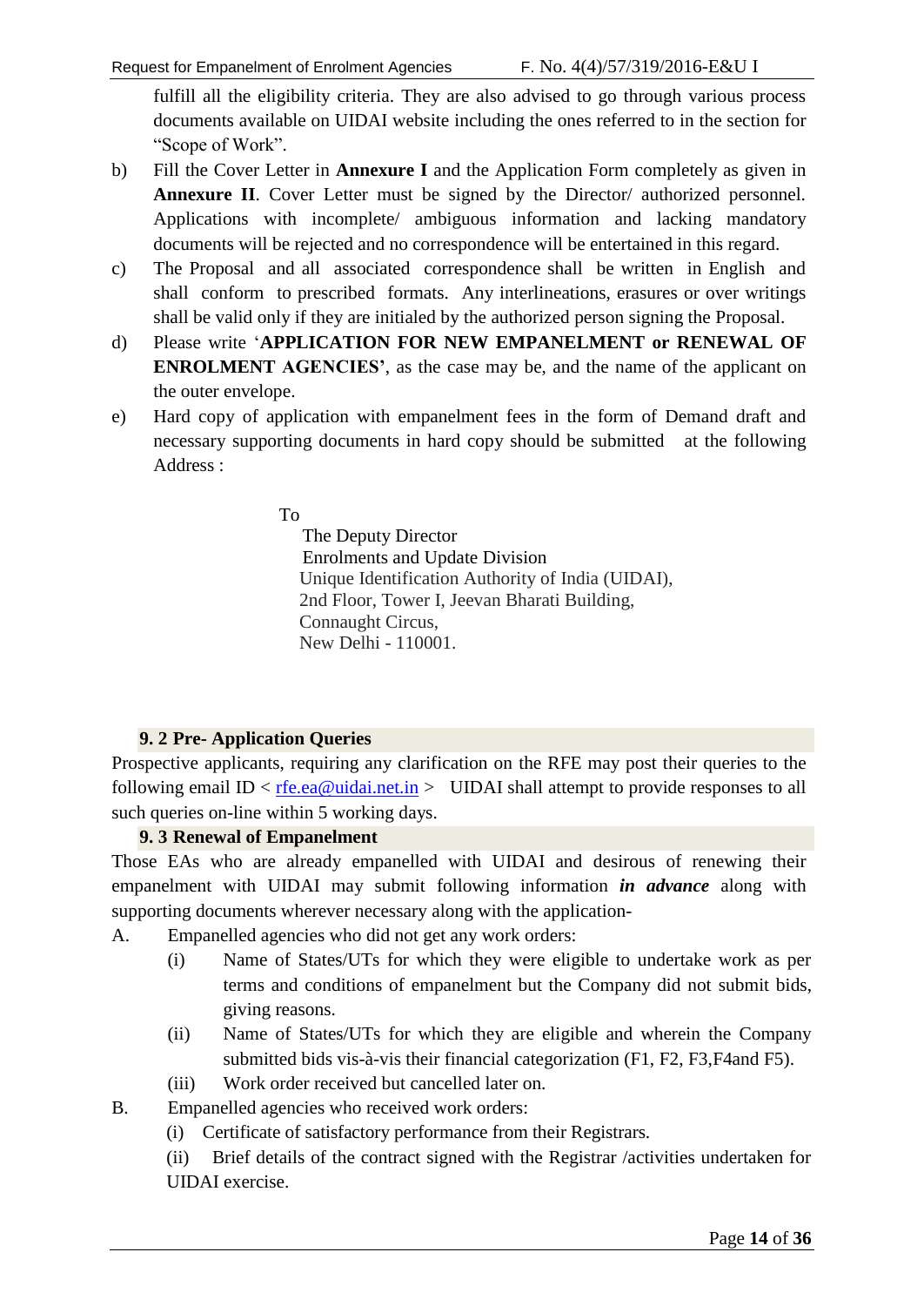fulfill all the eligibility criteria. They are also advised to go through various process documents available on UIDAI website including the ones referred to in the section for "Scope of Work".

b) Fill the Cover Letter in **Annexure I** and the Application Form completely as given in **Annexure II**. Cover Letter must be signed by the Director/ authorized personnel. Applications with incomplete/ ambiguous information and lacking mandatory documents will be rejected and no correspondence will be entertained in this regard.

c) The Proposal and all associated correspondence shall be written in English and shall conform to prescribed formats. Any interlineations, erasures or over writings shall be valid only if they are initialed by the authorized person signing the Proposal.

d) Please write '**APPLICATION FOR NEW EMPANELMENT or RENEWAL OF ENROLMENT AGENCIES'**, as the case may be, and the name of the applicant on the outer envelope.

e) Hard copy of application with empanelment fees in the form of Demand draft and necessary supporting documents in hard copy should be submitted at the following Address :

To
The Deputy Director
Enrolments and Update Division
Unique Identification Authority of India (UIDAI),
2nd Floor, Tower I, Jeevan Bharati Building,
Connaught Circus,
New Delhi - 110001.

### 9. 2 Pre- Application Queries

Prospective applicants, requiring any clarification on the RFE may post their queries to the following email ID < rfe.ea@uidai.net.in > UIDAI shall attempt to provide responses to all such queries on-line within 5 working days.

### 9. 3 Renewal of Empanelment

Those EAs who are already empanelled with UIDAI and desirous of renewing their empanelment with UIDAI may submit following information ***in advance*** along with supporting documents wherever necessary along with the application-

A. Empanelled agencies who did not get any work orders:

(i) Name of States/UTs for which they were eligible to undertake work as per terms and conditions of empanelment but the Company did not submit bids, giving reasons.

(ii) Name of States/UTs for which they are eligible and wherein the Company submitted bids vis-à-vis their financial categorization (F1, F2, F3,F4and F5).

(iii) Work order received but cancelled later on.

B. Empanelled agencies who received work orders:

(i) Certificate of satisfactory performance from their Registrars.

(ii) Brief details of the contract signed with the Registrar /activities undertaken for UIDAI exercise.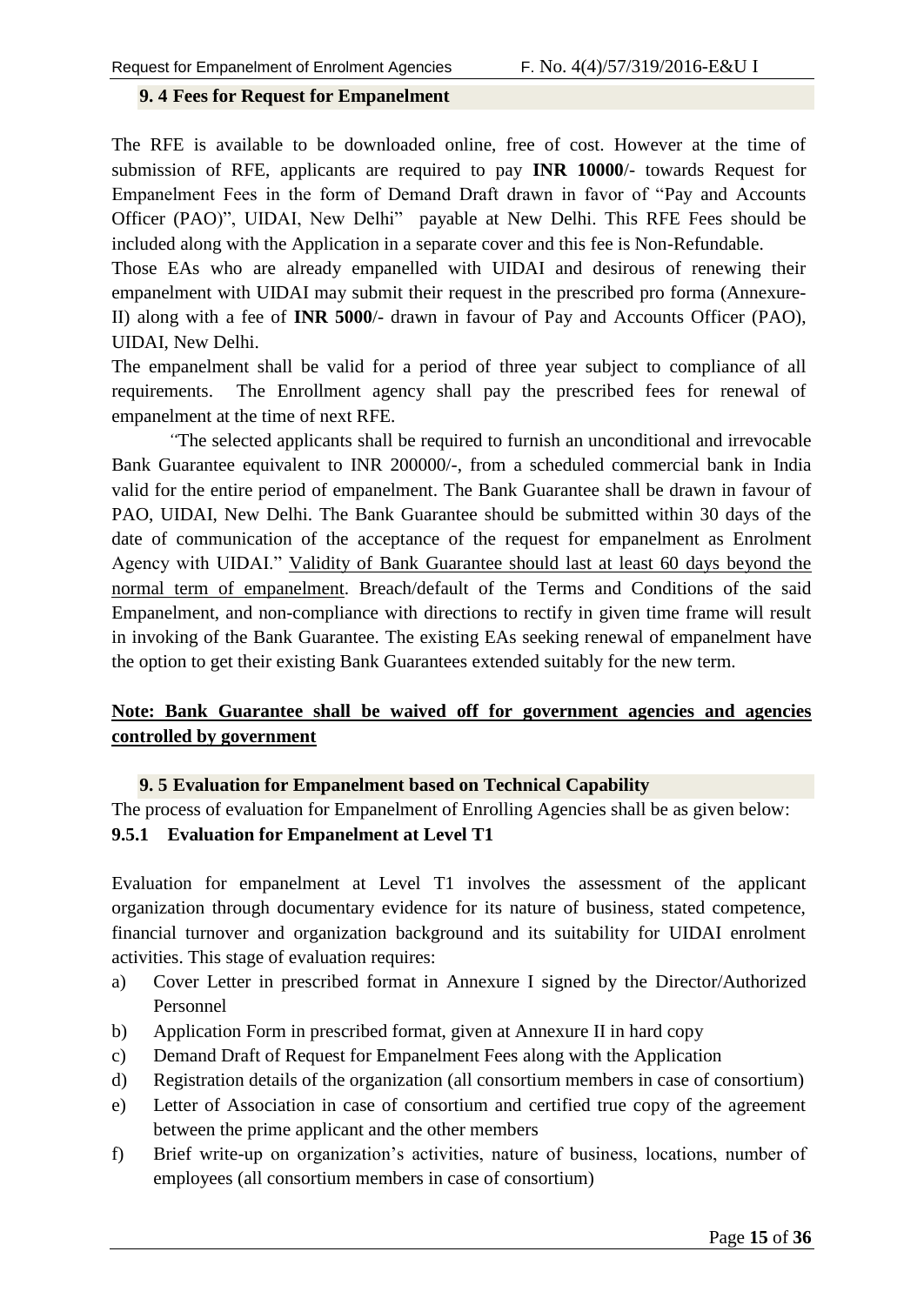### 9. 4 Fees for Request for Empanelment

The RFE is available to be downloaded online, free of cost. However at the time of submission of RFE, applicants are required to pay **INR 10000**/- towards Request for Empanelment Fees in the form of Demand Draft drawn in favor of "Pay and Accounts Officer (PAO)", UIDAI, New Delhi" payable at New Delhi. This RFE Fees should be included along with the Application in a separate cover and this fee is Non-Refundable.

Those EAs who are already empanelled with UIDAI and desirous of renewing their empanelment with UIDAI may submit their request in the prescribed pro forma (Annexure-II) along with a fee of **INR 5000**/- drawn in favour of Pay and Accounts Officer (PAO), UIDAI, New Delhi.

The empanelment shall be valid for a period of three year subject to compliance of all requirements. The Enrollment agency shall pay the prescribed fees for renewal of empanelment at the time of next RFE.

"The selected applicants shall be required to furnish an unconditional and irrevocable Bank Guarantee equivalent to INR 200000/-, from a scheduled commercial bank in India valid for the entire period of empanelment. The Bank Guarantee shall be drawn in favour of PAO, UIDAI, New Delhi. The Bank Guarantee should be submitted within 30 days of the date of communication of the acceptance of the request for empanelment as Enrolment Agency with UIDAI." Validity of Bank Guarantee should last at least 60 days beyond the normal term of empanelment. Breach/default of the Terms and Conditions of the said Empanelment, and non-compliance with directions to rectify in given time frame will result in invoking of the Bank Guarantee. The existing EAs seeking renewal of empanelment have the option to get their existing Bank Guarantees extended suitably for the new term.

**Note: Bank Guarantee shall be waived off for government agencies and agencies controlled by government**

### 9. 5 Evaluation for Empanelment based on Technical Capability

The process of evaluation for Empanelment of Enrolling Agencies shall be as given below:

#### 9.5.1 Evaluation for Empanelment at Level T1

Evaluation for empanelment at Level T1 involves the assessment of the applicant organization through documentary evidence for its nature of business, stated competence, financial turnover and organization background and its suitability for UIDAI enrolment activities. This stage of evaluation requires:

a) Cover Letter in prescribed format in Annexure I signed by the Director/Authorized Personnel
b) Application Form in prescribed format, given at Annexure II in hard copy
c) Demand Draft of Request for Empanelment Fees along with the Application
d) Registration details of the organization (all consortium members in case of consortium)
e) Letter of Association in case of consortium and certified true copy of the agreement between the prime applicant and the other members
f) Brief write-up on organization's activities, nature of business, locations, number of employees (all consortium members in case of consortium)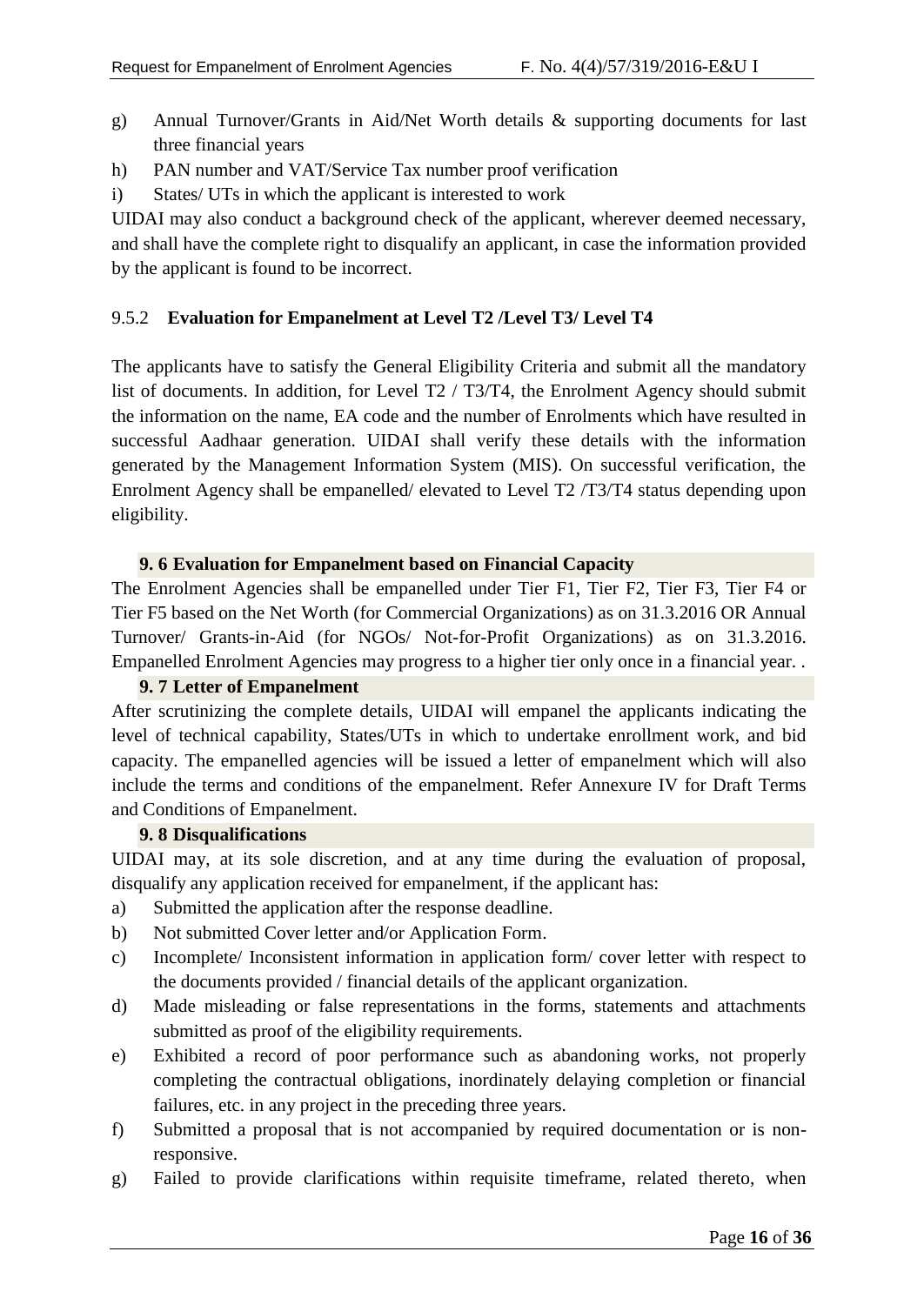g) Annual Turnover/Grants in Aid/Net Worth details & supporting documents for last three financial years
h) PAN number and VAT/Service Tax number proof verification
i) States/ UTs in which the applicant is interested to work

UIDAI may also conduct a background check of the applicant, wherever deemed necessary, and shall have the complete right to disqualify an applicant, in case the information provided by the applicant is found to be incorrect.

### 9.5.2 Evaluation for Empanelment at Level T2 /Level T3/ Level T4

The applicants have to satisfy the General Eligibility Criteria and submit all the mandatory list of documents. In addition, for Level T2 / T3/T4, the Enrolment Agency should submit the information on the name, EA code and the number of Enrolments which have resulted in successful Aadhaar generation. UIDAI shall verify these details with the information generated by the Management Information System (MIS). On successful verification, the Enrolment Agency shall be empanelled/ elevated to Level T2 /T3/T4 status depending upon eligibility.

### 9. 6 Evaluation for Empanelment based on Financial Capacity

The Enrolment Agencies shall be empanelled under Tier F1, Tier F2, Tier F3, Tier F4 or Tier F5 based on the Net Worth (for Commercial Organizations) as on 31.3.2016 OR Annual Turnover/ Grants-in-Aid (for NGOs/ Not-for-Profit Organizations) as on 31.3.2016. Empanelled Enrolment Agencies may progress to a higher tier only once in a financial year. .

### 9. 7 Letter of Empanelment

After scrutinizing the complete details, UIDAI will empanel the applicants indicating the level of technical capability, States/UTs in which to undertake enrollment work, and bid capacity. The empanelled agencies will be issued a letter of empanelment which will also include the terms and conditions of the empanelment. Refer Annexure IV for Draft Terms and Conditions of Empanelment.

### 9. 8 Disqualifications

UIDAI may, at its sole discretion, and at any time during the evaluation of proposal, disqualify any application received for empanelment, if the applicant has:

a) Submitted the application after the response deadline.
b) Not submitted Cover letter and/or Application Form.
c) Incomplete/ Inconsistent information in application form/ cover letter with respect to the documents provided / financial details of the applicant organization.
d) Made misleading or false representations in the forms, statements and attachments submitted as proof of the eligibility requirements.
e) Exhibited a record of poor performance such as abandoning works, not properly completing the contractual obligations, inordinately delaying completion or financial failures, etc. in any project in the preceding three years.
f) Submitted a proposal that is not accompanied by required documentation or is non-responsive.
g) Failed to provide clarifications within requisite timeframe, related thereto, when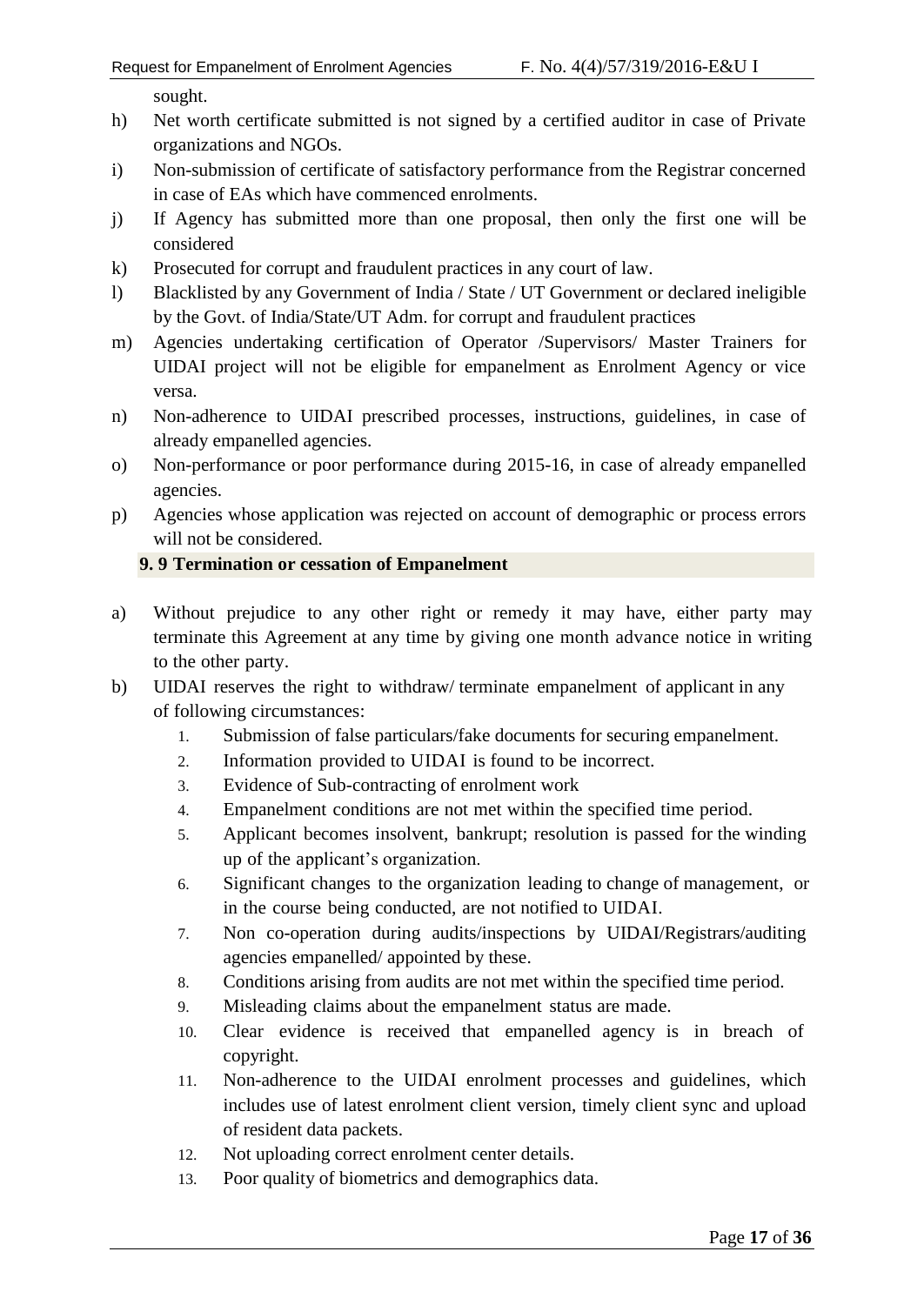sought.

h) Net worth certificate submitted is not signed by a certified auditor in case of Private organizations and NGOs.

i) Non-submission of certificate of satisfactory performance from the Registrar concerned in case of EAs which have commenced enrolments.

j) If Agency has submitted more than one proposal, then only the first one will be considered

k) Prosecuted for corrupt and fraudulent practices in any court of law.

l) Blacklisted by any Government of India / State / UT Government or declared ineligible by the Govt. of India/State/UT Adm. for corrupt and fraudulent practices

m) Agencies undertaking certification of Operator /Supervisors/ Master Trainers for UIDAI project will not be eligible for empanelment as Enrolment Agency or vice versa.

n) Non-adherence to UIDAI prescribed processes, instructions, guidelines, in case of already empanelled agencies.

o) Non-performance or poor performance during 2015-16, in case of already empanelled agencies.

p) Agencies whose application was rejected on account of demographic or process errors will not be considered.

### 9. 9 Termination or cessation of Empanelment

a) Without prejudice to any other right or remedy it may have, either party may terminate this Agreement at any time by giving one month advance notice in writing to the other party.

b) UIDAI reserves the right to withdraw/ terminate empanelment of applicant in any of following circumstances:

   1. Submission of false particulars/fake documents for securing empanelment.
   2. Information provided to UIDAI is found to be incorrect.
   3. Evidence of Sub-contracting of enrolment work
   4. Empanelment conditions are not met within the specified time period.
   5. Applicant becomes insolvent, bankrupt; resolution is passed for the winding up of the applicant's organization.
   6. Significant changes to the organization leading to change of management, or in the course being conducted, are not notified to UIDAI.
   7. Non co-operation during audits/inspections by UIDAI/Registrars/auditing agencies empanelled/ appointed by these.
   8. Conditions arising from audits are not met within the specified time period.
   9. Misleading claims about the empanelment status are made.
   10. Clear evidence is received that empanelled agency is in breach of copyright.
   11. Non-adherence to the UIDAI enrolment processes and guidelines, which includes use of latest enrolment client version, timely client sync and upload of resident data packets.
   12. Not uploading correct enrolment center details.
   13. Poor quality of biometrics and demographics data.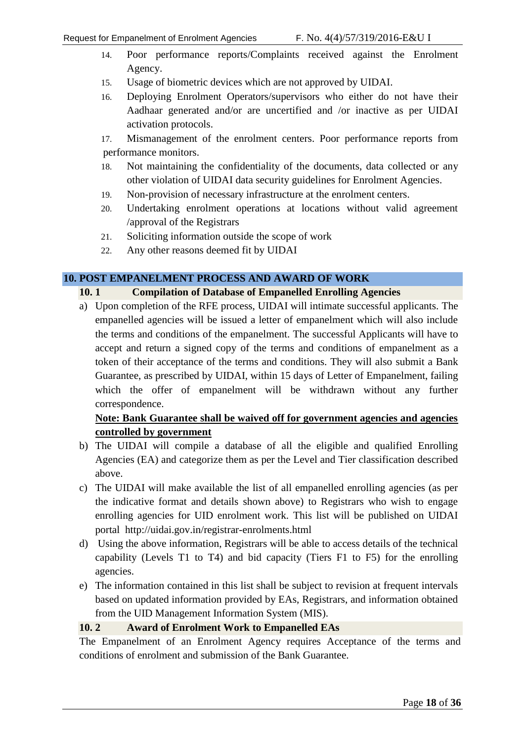14. Poor performance reports/Complaints received against the Enrolment Agency.
15. Usage of biometric devices which are not approved by UIDAI.
16. Deploying Enrolment Operators/supervisors who either do not have their Aadhaar generated and/or are uncertified and /or inactive as per UIDAI activation protocols.
17. Mismanagement of the enrolment centers. Poor performance reports from performance monitors.
18. Not maintaining the confidentiality of the documents, data collected or any other violation of UIDAI data security guidelines for Enrolment Agencies.
19. Non-provision of necessary infrastructure at the enrolment centers.
20. Undertaking enrolment operations at locations without valid agreement /approval of the Registrars
21. Soliciting information outside the scope of work
22. Any other reasons deemed fit by UIDAI

## 10. POST EMPANELMENT PROCESS AND AWARD OF WORK

### 10. 1 Compilation of Database of Empanelled Enrolling Agencies

a) Upon completion of the RFE process, UIDAI will intimate successful applicants. The empanelled agencies will be issued a letter of empanelment which will also include the terms and conditions of the empanelment. The successful Applicants will have to accept and return a signed copy of the terms and conditions of empanelment as a token of their acceptance of the terms and conditions. They will also submit a Bank Guarantee, as prescribed by UIDAI, within 15 days of Letter of Empanelment, failing which the offer of empanelment will be withdrawn without any further correspondence.

   **Note: Bank Guarantee shall be waived off for government agencies and agencies controlled by government**

b) The UIDAI will compile a database of all the eligible and qualified Enrolling Agencies (EA) and categorize them as per the Level and Tier classification described above.

c) The UIDAI will make available the list of all empanelled enrolling agencies (as per the indicative format and details shown above) to Registrars who wish to engage enrolling agencies for UID enrolment work. This list will be published on UIDAI portal http://uidai.gov.in/registrar-enrolments.html

d) Using the above information, Registrars will be able to access details of the technical capability (Levels T1 to T4) and bid capacity (Tiers F1 to F5) for the enrolling agencies.

e) The information contained in this list shall be subject to revision at frequent intervals based on updated information provided by EAs, Registrars, and information obtained from the UID Management Information System (MIS).

### 10. 2 Award of Enrolment Work to Empanelled EAs

The Empanelment of an Enrolment Agency requires Acceptance of the terms and conditions of enrolment and submission of the Bank Guarantee.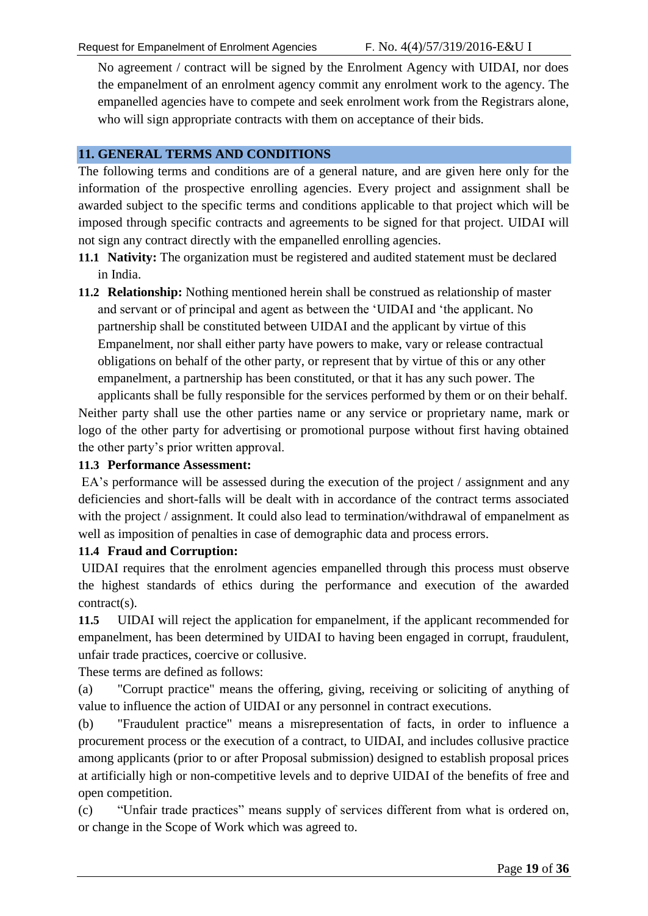No agreement / contract will be signed by the Enrolment Agency with UIDAI, nor does the empanelment of an enrolment agency commit any enrolment work to the agency. The empanelled agencies have to compete and seek enrolment work from the Registrars alone, who will sign appropriate contracts with them on acceptance of their bids.

## 11. GENERAL TERMS AND CONDITIONS

The following terms and conditions are of a general nature, and are given here only for the information of the prospective enrolling agencies. Every project and assignment shall be awarded subject to the specific terms and conditions applicable to that project which will be imposed through specific contracts and agreements to be signed for that project. UIDAI will not sign any contract directly with the empanelled enrolling agencies.

**11.1 Nativity:** The organization must be registered and audited statement must be declared in India.

**11.2 Relationship:** Nothing mentioned herein shall be construed as relationship of master and servant or of principal and agent as between the 'UIDAI and 'the applicant. No partnership shall be constituted between UIDAI and the applicant by virtue of this Empanelment, nor shall either party have powers to make, vary or release contractual obligations on behalf of the other party, or represent that by virtue of this or any other empanelment, a partnership has been constituted, or that it has any such power. The applicants shall be fully responsible for the services performed by them or on their behalf.

Neither party shall use the other parties name or any service or proprietary name, mark or logo of the other party for advertising or promotional purpose without first having obtained the other party's prior written approval.

**11.3 Performance Assessment:**

EA's performance will be assessed during the execution of the project / assignment and any deficiencies and short-falls will be dealt with in accordance of the contract terms associated with the project / assignment. It could also lead to termination/withdrawal of empanelment as well as imposition of penalties in case of demographic data and process errors.

**11.4 Fraud and Corruption:**

UIDAI requires that the enrolment agencies empanelled through this process must observe the highest standards of ethics during the performance and execution of the awarded contract(s).

**11.5** UIDAI will reject the application for empanelment, if the applicant recommended for empanelment, has been determined by UIDAI to having been engaged in corrupt, fraudulent, unfair trade practices, coercive or collusive.

These terms are defined as follows:

(a) "Corrupt practice" means the offering, giving, receiving or soliciting of anything of value to influence the action of UIDAI or any personnel in contract executions.

(b) "Fraudulent practice" means a misrepresentation of facts, in order to influence a procurement process or the execution of a contract, to UIDAI, and includes collusive practice among applicants (prior to or after Proposal submission) designed to establish proposal prices at artificially high or non-competitive levels and to deprive UIDAI of the benefits of free and open competition.

(c) "Unfair trade practices" means supply of services different from what is ordered on, or change in the Scope of Work which was agreed to.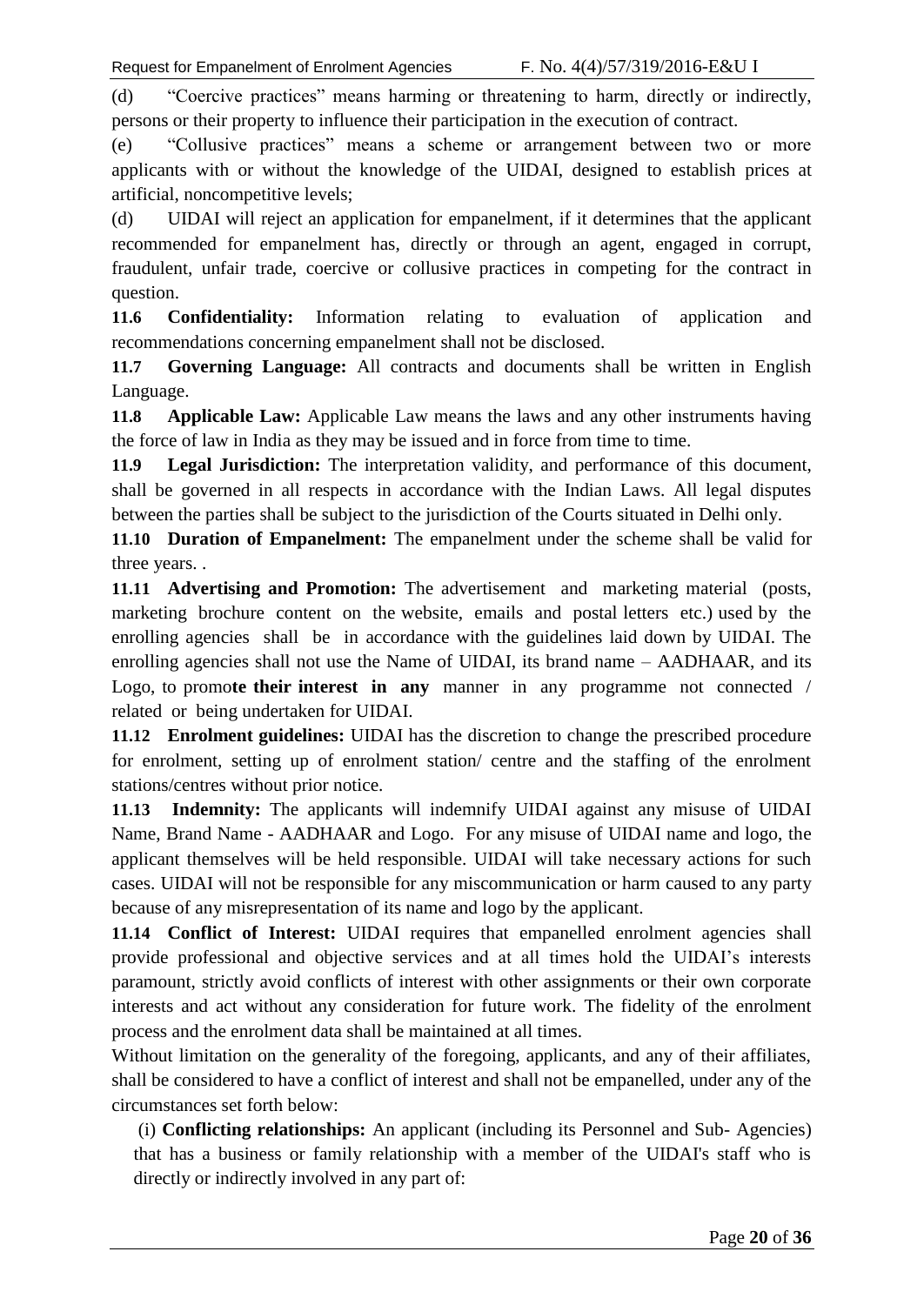(d) "Coercive practices" means harming or threatening to harm, directly or indirectly, persons or their property to influence their participation in the execution of contract.

(e) "Collusive practices" means a scheme or arrangement between two or more applicants with or without the knowledge of the UIDAI, designed to establish prices at artificial, noncompetitive levels;

(d) UIDAI will reject an application for empanelment, if it determines that the applicant recommended for empanelment has, directly or through an agent, engaged in corrupt, fraudulent, unfair trade, coercive or collusive practices in competing for the contract in question.

**11.6 Confidentiality:** Information relating to evaluation of application and recommendations concerning empanelment shall not be disclosed.

**11.7 Governing Language:** All contracts and documents shall be written in English Language.

**11.8 Applicable Law:** Applicable Law means the laws and any other instruments having the force of law in India as they may be issued and in force from time to time.

**11.9 Legal Jurisdiction:** The interpretation validity, and performance of this document, shall be governed in all respects in accordance with the Indian Laws. All legal disputes between the parties shall be subject to the jurisdiction of the Courts situated in Delhi only.

**11.10 Duration of Empanelment:** The empanelment under the scheme shall be valid for three years. .

**11.11 Advertising and Promotion:** The advertisement and marketing material (posts, marketing brochure content on the website, emails and postal letters etc.) used by the enrolling agencies shall be in accordance with the guidelines laid down by UIDAI. The enrolling agencies shall not use the Name of UIDAI, its brand name – AADHAAR, and its Logo, to promo**te their interest in any** manner in any programme not connected / related or being undertaken for UIDAI.

**11.12 Enrolment guidelines:** UIDAI has the discretion to change the prescribed procedure for enrolment, setting up of enrolment station/ centre and the staffing of the enrolment stations/centres without prior notice.

**11.13 Indemnity:** The applicants will indemnify UIDAI against any misuse of UIDAI Name, Brand Name - AADHAAR and Logo. For any misuse of UIDAI name and logo, the applicant themselves will be held responsible. UIDAI will take necessary actions for such cases. UIDAI will not be responsible for any miscommunication or harm caused to any party because of any misrepresentation of its name and logo by the applicant.

**11.14 Conflict of Interest:** UIDAI requires that empanelled enrolment agencies shall provide professional and objective services and at all times hold the UIDAI's interests paramount, strictly avoid conflicts of interest with other assignments or their own corporate interests and act without any consideration for future work. The fidelity of the enrolment process and the enrolment data shall be maintained at all times.

Without limitation on the generality of the foregoing, applicants, and any of their affiliates, shall be considered to have a conflict of interest and shall not be empanelled, under any of the circumstances set forth below:

(i) **Conflicting relationships:** An applicant (including its Personnel and Sub- Agencies) that has a business or family relationship with a member of the UIDAI's staff who is directly or indirectly involved in any part of: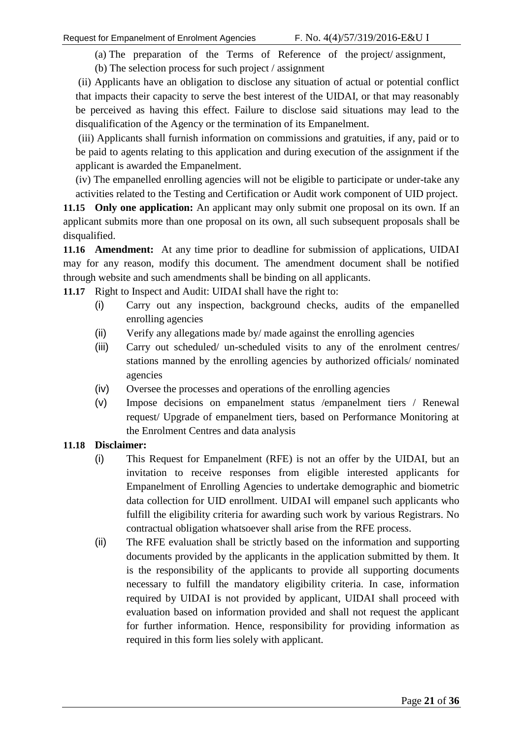(a) The preparation of the Terms of Reference of the project/ assignment,

(b) The selection process for such project / assignment

(ii) Applicants have an obligation to disclose any situation of actual or potential conflict that impacts their capacity to serve the best interest of the UIDAI, or that may reasonably be perceived as having this effect. Failure to disclose said situations may lead to the disqualification of the Agency or the termination of its Empanelment.

(iii) Applicants shall furnish information on commissions and gratuities, if any, paid or to be paid to agents relating to this application and during execution of the assignment if the applicant is awarded the Empanelment.

(iv) The empanelled enrolling agencies will not be eligible to participate or under-take any activities related to the Testing and Certification or Audit work component of UID project.

**11.15 Only one application:** An applicant may only submit one proposal on its own. If an applicant submits more than one proposal on its own, all such subsequent proposals shall be disqualified.

**11.16 Amendment:** At any time prior to deadline for submission of applications, UIDAI may for any reason, modify this document. The amendment document shall be notified through website and such amendments shall be binding on all applicants.

**11.17** Right to Inspect and Audit: UIDAI shall have the right to:

(i) Carry out any inspection, background checks, audits of the empanelled enrolling agencies

(ii) Verify any allegations made by/ made against the enrolling agencies

(iii) Carry out scheduled/ un-scheduled visits to any of the enrolment centres/ stations manned by the enrolling agencies by authorized officials/ nominated agencies

(iv) Oversee the processes and operations of the enrolling agencies

(v) Impose decisions on empanelment status /empanelment tiers / Renewal request/ Upgrade of empanelment tiers, based on Performance Monitoring at the Enrolment Centres and data analysis

**11.18 Disclaimer:**

(i) This Request for Empanelment (RFE) is not an offer by the UIDAI, but an invitation to receive responses from eligible interested applicants for Empanelment of Enrolling Agencies to undertake demographic and biometric data collection for UID enrollment. UIDAI will empanel such applicants who fulfill the eligibility criteria for awarding such work by various Registrars. No contractual obligation whatsoever shall arise from the RFE process.

(ii) The RFE evaluation shall be strictly based on the information and supporting documents provided by the applicants in the application submitted by them. It is the responsibility of the applicants to provide all supporting documents necessary to fulfill the mandatory eligibility criteria. In case, information required by UIDAI is not provided by applicant, UIDAI shall proceed with evaluation based on information provided and shall not request the applicant for further information. Hence, responsibility for providing information as required in this form lies solely with applicant.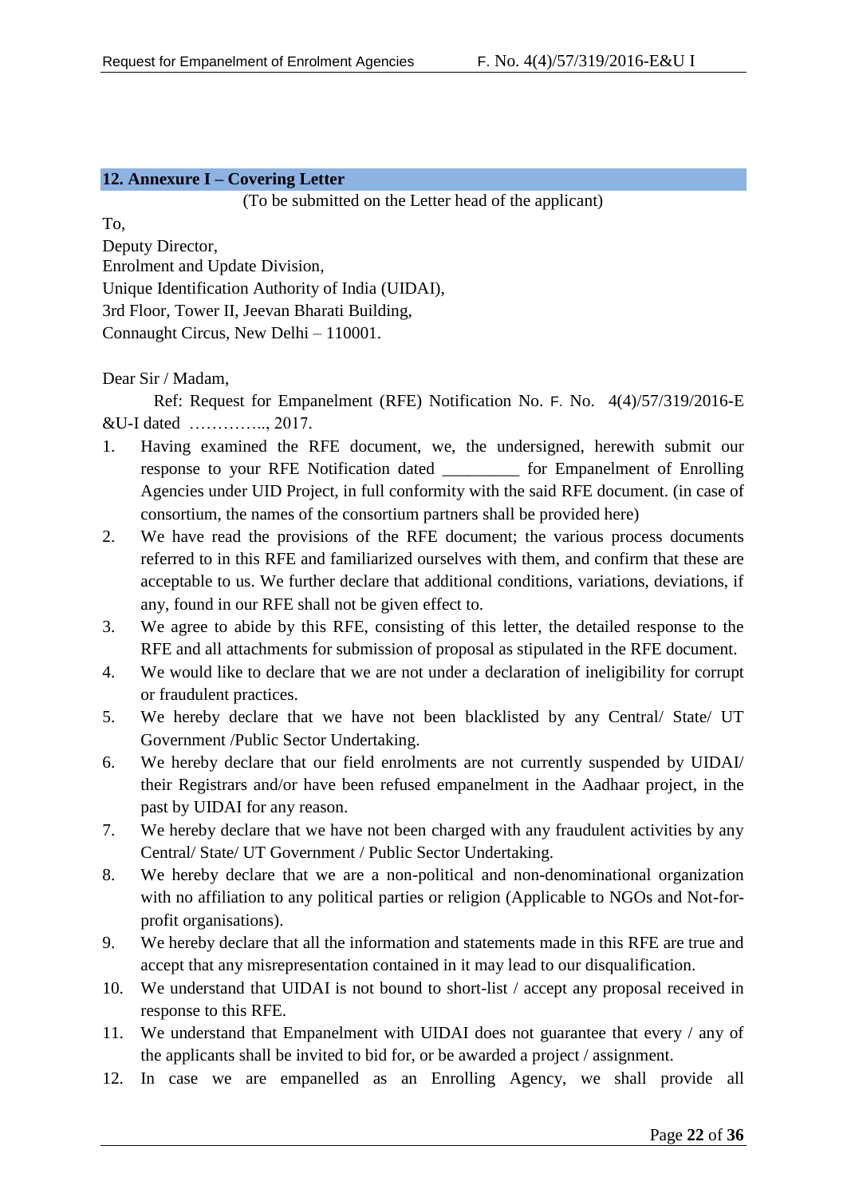## 12. Annexure I – Covering Letter

(To be submitted on the Letter head of the applicant)

To,
Deputy Director,
Enrolment and Update Division,
Unique Identification Authority of India (UIDAI),
3rd Floor, Tower II, Jeevan Bharati Building,
Connaught Circus, New Delhi – 110001.

Dear Sir / Madam,

Ref: Request for Empanelment (RFE) Notification No. F. No. 4(4)/57/319/2016-E &U-I dated ………….., 2017.

1. Having examined the RFE document, we, the undersigned, herewith submit our response to your RFE Notification dated _________ for Empanelment of Enrolling Agencies under UID Project, in full conformity with the said RFE document. (in case of consortium, the names of the consortium partners shall be provided here)
2. We have read the provisions of the RFE document; the various process documents referred to in this RFE and familiarized ourselves with them, and confirm that these are acceptable to us. We further declare that additional conditions, variations, deviations, if any, found in our RFE shall not be given effect to.
3. We agree to abide by this RFE, consisting of this letter, the detailed response to the RFE and all attachments for submission of proposal as stipulated in the RFE document.
4. We would like to declare that we are not under a declaration of ineligibility for corrupt or fraudulent practices.
5. We hereby declare that we have not been blacklisted by any Central/ State/ UT Government /Public Sector Undertaking.
6. We hereby declare that our field enrolments are not currently suspended by UIDAI/ their Registrars and/or have been refused empanelment in the Aadhaar project, in the past by UIDAI for any reason.
7. We hereby declare that we have not been charged with any fraudulent activities by any Central/ State/ UT Government / Public Sector Undertaking.
8. We hereby declare that we are a non-political and non-denominational organization with no affiliation to any political parties or religion (Applicable to NGOs and Not-for-profit organisations).
9. We hereby declare that all the information and statements made in this RFE are true and accept that any misrepresentation contained in it may lead to our disqualification.
10. We understand that UIDAI is not bound to short-list / accept any proposal received in response to this RFE.
11. We understand that Empanelment with UIDAI does not guarantee that every / any of the applicants shall be invited to bid for, or be awarded a project / assignment.
12. In case we are empanelled as an Enrolling Agency, we shall provide all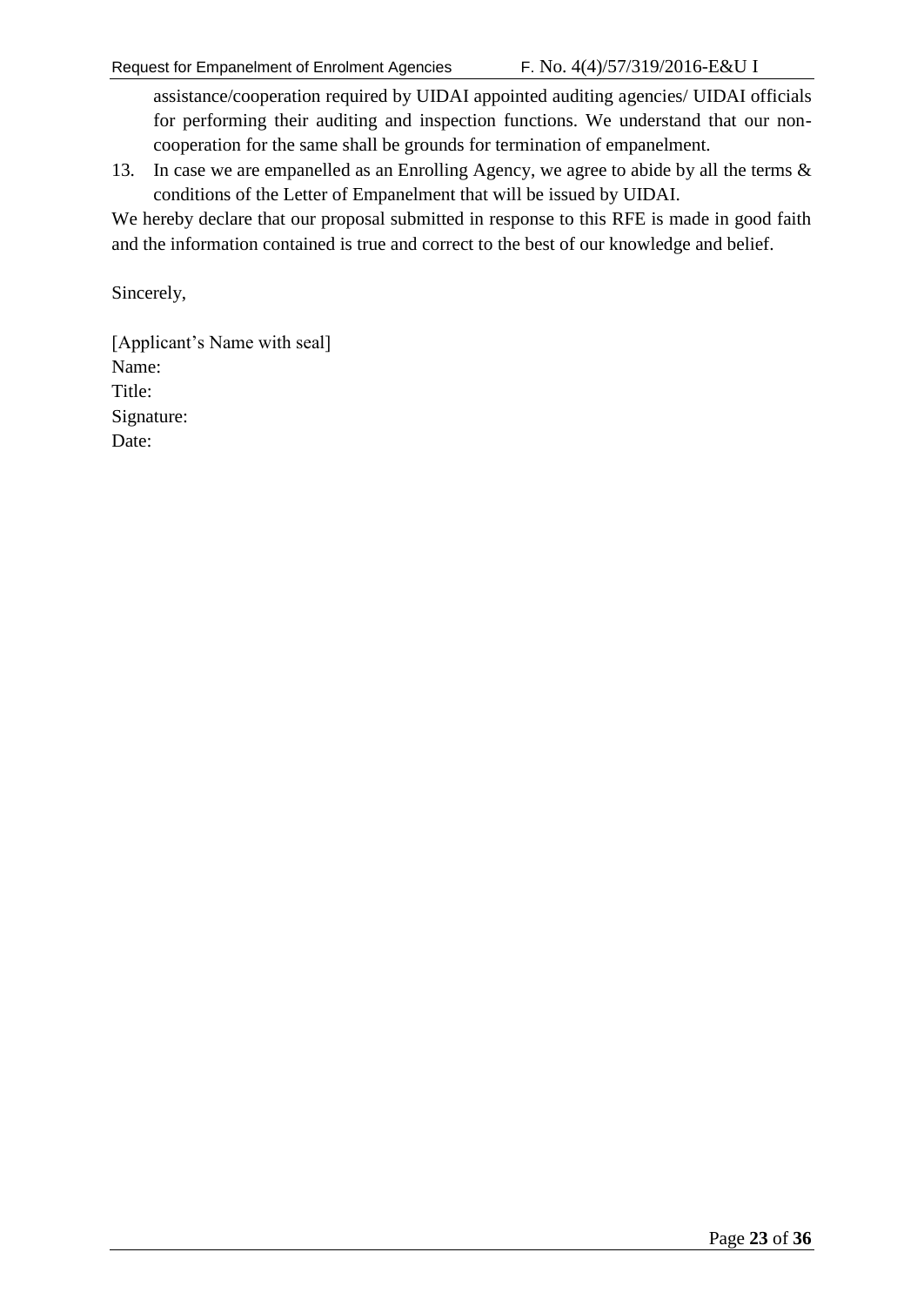assistance/cooperation required by UIDAI appointed auditing agencies/ UIDAI officials for performing their auditing and inspection functions. We understand that our non-cooperation for the same shall be grounds for termination of empanelment.

13. In case we are empanelled as an Enrolling Agency, we agree to abide by all the terms & conditions of the Letter of Empanelment that will be issued by UIDAI.

We hereby declare that our proposal submitted in response to this RFE is made in good faith and the information contained is true and correct to the best of our knowledge and belief.

Sincerely,

[Applicant's Name with seal]
Name:
Title:
Signature:
Date: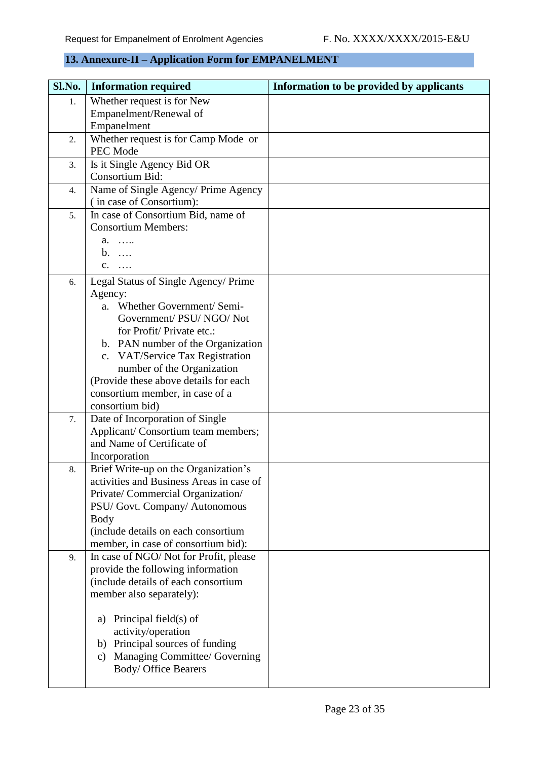## 13. Annexure-II – Application Form for EMPANELMENT

| Sl.No. | Information required | Information to be provided by applicants |
|---|---|---|
| 1. | Whether request is for New Empanelment/Renewal of Empanelment | |
| 2. | Whether request is for Camp Mode or PEC Mode | |
| 3. | Is it Single Agency Bid OR Consortium Bid: | |
| 4. | Name of Single Agency/ Prime Agency ( in case of Consortium): | |
| 5. | In case of Consortium Bid, name of Consortium Members:<br>a. …..<br>b. ….<br>c. …. | |
| 6. | Legal Status of Single Agency/ Prime Agency:<br>a. Whether Government/ Semi-Government/ PSU/ NGO/ Not for Profit/ Private etc.:<br>b. PAN number of the Organization<br>c. VAT/Service Tax Registration number of the Organization<br>(Provide these above details for each consortium member, in case of a consortium bid) | |
| 7. | Date of Incorporation of Single Applicant/ Consortium team members; and Name of Certificate of Incorporation | |
| 8. | Brief Write-up on the Organization's activities and Business Areas in case of Private/ Commercial Organization/ PSU/ Govt. Company/ Autonomous Body<br>(include details on each consortium member, in case of consortium bid): | |
| 9. | In case of NGO/ Not for Profit, please provide the following information (include details of each consortium member also separately):<br>a) Principal field(s) of activity/operation<br>b) Principal sources of funding<br>c) Managing Committee/ Governing Body/ Office Bearers | |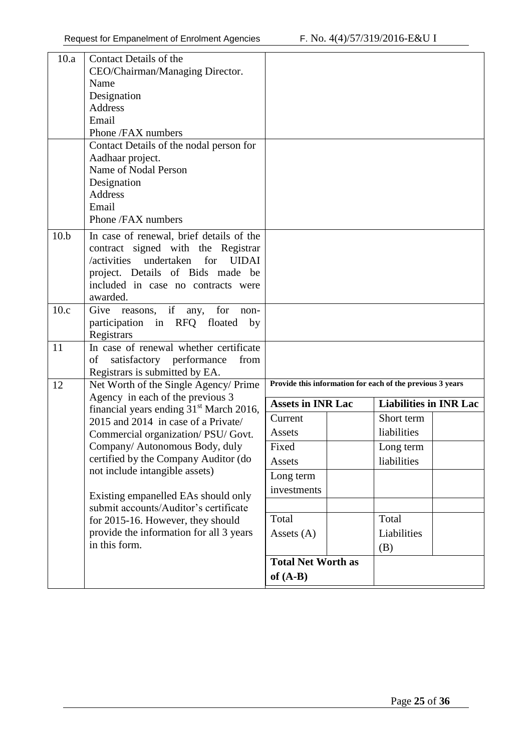| | | |
|---|---|---|
| 10.a | Contact Details of the CEO/Chairman/Managing Director.<br>Name<br>Designation<br>Address<br>Email<br>Phone /FAX numbers | |
| | Contact Details of the nodal person for Aadhaar project.<br>Name of Nodal Person<br>Designation<br>Address<br>Email<br>Phone /FAX numbers | |
| 10.b | In case of renewal, brief details of the contract signed with the Registrar /activities undertaken for UIDAI project. Details of Bids made be included in case no contracts were awarded. | |
| 10.c | Give reasons, if any, for non-participation in RFQ floated by Registrars | |
| 11 | In case of renewal whether certificate of satisfactory performance from Registrars is submitted by EA. | |
| 12 | Net Worth of the Single Agency/ Prime Agency in each of the previous 3 financial years ending 31st March 2016, 2015 and 2014 in case of a Private/ Commercial organization/ PSU/ Govt. Company/ Autonomous Body, duly certified by the Company Auditor (do not include intangible assets)<br><br>Existing empanelled EAs should only submit accounts/Auditor's certificate for 2015-16. However, they should provide the information for all 3 years in this form. | **Provide this information for each of the previous 3 years** |

| **Assets in INR Lac** | | **Liabilities in INR Lac** | |
|---|---|---|---|
| Current Assets | | Short term liabilities | |
| Fixed Assets | | Long term liabilities | |
| Long term investments | | | |
| | | | |
| Total Assets (A) | | Total Liabilities (B) | |
| **Total Net Worth as of (A-B)** | | | |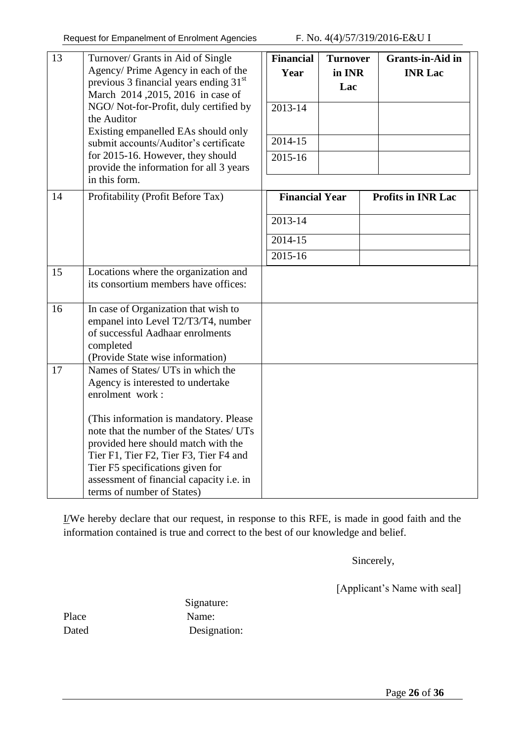<table>
<tr>
<td>13</td>
<td>Turnover/ Grants in Aid of Single Agency/ Prime Agency in each of the previous 3 financial years ending 31st March 2014 ,2015, 2016 in case of NGO/ Not-for-Profit, duly certified by the Auditor<br>Existing empanelled EAs should only submit accounts/Auditor's certificate for 2015-16. However, they should provide the information for all 3 years in this form.</td>
<td>
<table>
<tr><th>Financial Year</th><th>Turnover in INR Lac</th><th>Grants-in-Aid in INR Lac</th></tr>
<tr><td>2013-14</td><td></td><td></td></tr>
<tr><td>2014-15</td><td></td><td></td></tr>
<tr><td>2015-16</td><td></td><td></td></tr>
</table>
</td>
</tr>
<tr>
<td>14</td>
<td>Profitability (Profit Before Tax)</td>
<td>
<table>
<tr><th>Financial Year</th><th>Profits in INR Lac</th></tr>
<tr><td>2013-14</td><td></td></tr>
<tr><td>2014-15</td><td></td></tr>
<tr><td>2015-16</td><td></td></tr>
</table>
</td>
</tr>
<tr>
<td>15</td>
<td>Locations where the organization and its consortium members have offices:</td>
<td></td>
</tr>
<tr>
<td>16</td>
<td>In case of Organization that wish to empanel into Level T2/T3/T4, number of successful Aadhaar enrolments completed<br>(Provide State wise information)</td>
<td></td>
</tr>
<tr>
<td>17</td>
<td>Names of States/ UTs in which the Agency is interested to undertake enrolment work :<br><br>(This information is mandatory. Please note that the number of the States/ UTs provided here should match with the Tier F1, Tier F2, Tier F3, Tier F4 and Tier F5 specifications given for assessment of financial capacity i.e. in terms of number of States)</td>
<td></td>
</tr>
</table>

I/We hereby declare that our request, in response to this RFE, is made in good faith and the information contained is true and correct to the best of our knowledge and belief.

Sincerely,

[Applicant's Name with seal]

Signature:

Place Name:

Dated Designation: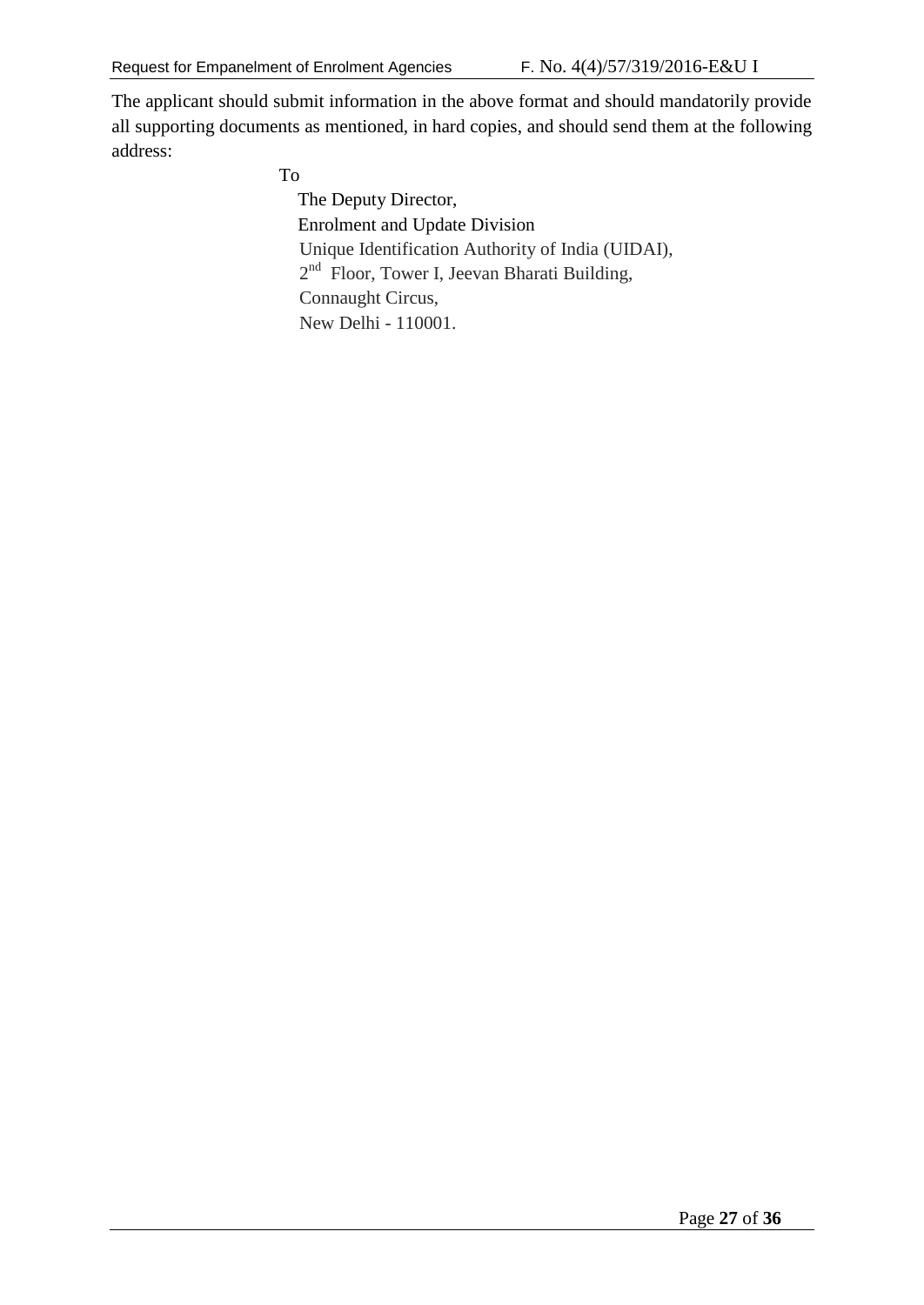The applicant should submit information in the above format and should mandatorily provide all supporting documents as mentioned, in hard copies, and should send them at the following address:

To

The Deputy Director,
Enrolment and Update Division
Unique Identification Authority of India (UIDAI),
2nd Floor, Tower I, Jeevan Bharati Building,
Connaught Circus,
New Delhi - 110001.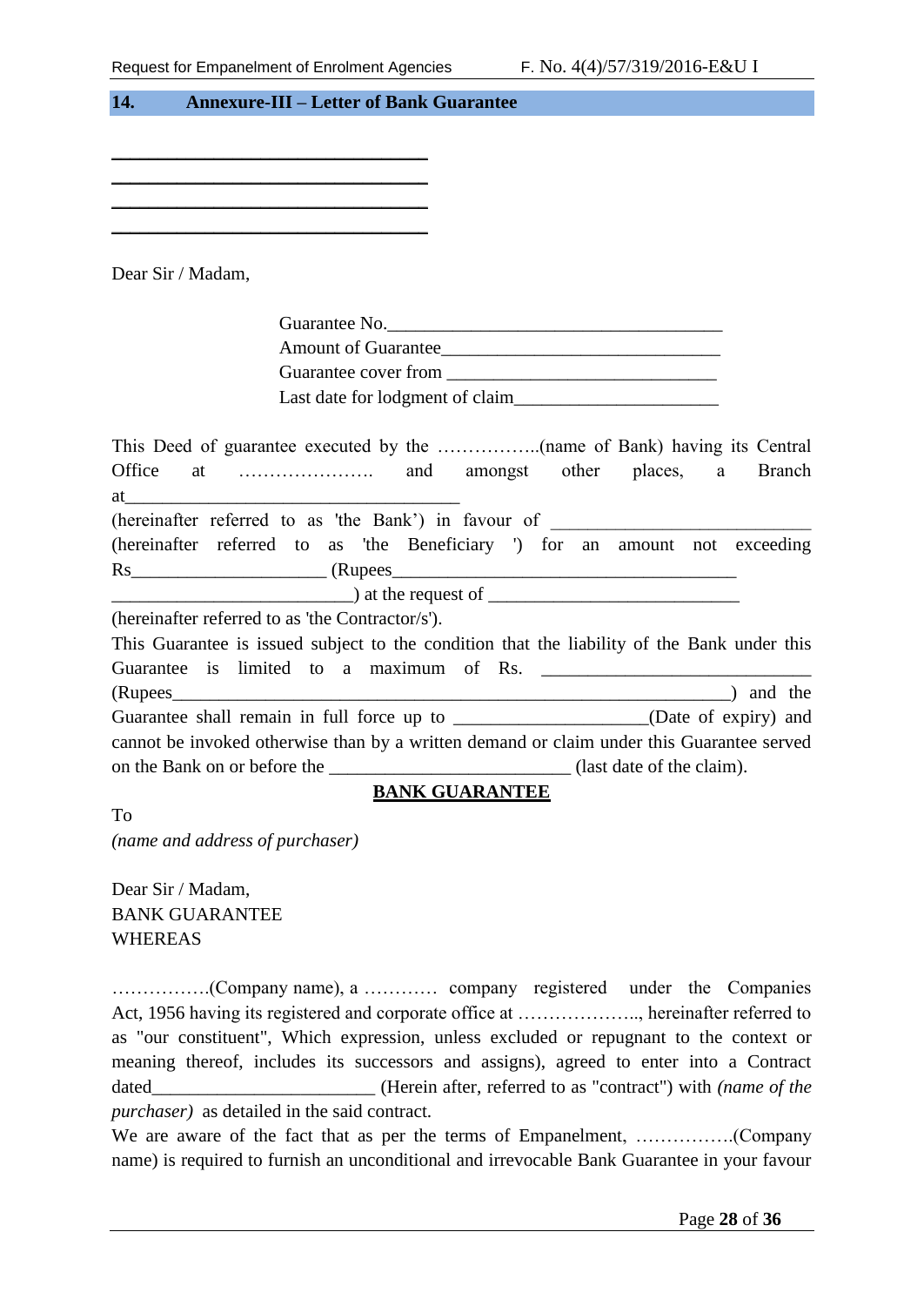## 14. Annexure-III – Letter of Bank Guarantee

\_\_\_\_\_\_\_\_\_\_\_\_\_\_\_\_\_\_\_\_\_\_\_\_\_\_\_\_\_\_\_\_\_\_\_
\_\_\_\_\_\_\_\_\_\_\_\_\_\_\_\_\_\_\_\_\_\_\_\_\_\_\_\_\_\_\_\_\_\_\_
\_\_\_\_\_\_\_\_\_\_\_\_\_\_\_\_\_\_\_\_\_\_\_\_\_\_\_\_\_\_\_\_\_\_\_
\_\_\_\_\_\_\_\_\_\_\_\_\_\_\_\_\_\_\_\_\_\_\_\_\_\_\_\_\_\_\_\_\_\_\_

Dear Sir / Madam,

Guarantee No.\_\_\_\_\_\_\_\_\_\_\_\_\_\_\_\_\_\_\_\_\_\_\_\_\_\_\_\_\_\_\_\_\_\_\_\_\_
Amount of Guarantee\_\_\_\_\_\_\_\_\_\_\_\_\_\_\_\_\_\_\_\_\_\_\_\_\_\_\_\_\_\_
Guarantee cover from \_\_\_\_\_\_\_\_\_\_\_\_\_\_\_\_\_\_\_\_\_\_\_\_\_\_\_\_\_
Last date for lodgment of claim\_\_\_\_\_\_\_\_\_\_\_\_\_\_\_\_\_\_\_\_\_\_

This Deed of guarantee executed by the ……………..(name of Bank) having its Central Office at …………………. and amongst other places, a Branch at\_\_\_\_\_\_\_\_\_\_\_\_\_\_\_\_\_\_\_\_\_\_\_\_\_\_\_\_\_\_\_\_\_\_\_\_\_
(hereinafter referred to as 'the Bank') in favour of \_\_\_\_\_\_\_\_\_\_\_\_\_\_\_\_\_\_\_\_\_\_\_\_\_\_\_\_ (hereinafter referred to as 'the Beneficiary ') for an amount not exceeding Rs\_\_\_\_\_\_\_\_\_\_\_\_\_\_\_\_\_\_\_\_\_ (Rupees\_\_\_\_\_\_\_\_\_\_\_\_\_\_\_\_\_\_\_\_\_\_\_\_\_\_\_\_\_\_\_\_\_\_\_\_\_\_\_\_ \_\_\_\_\_\_\_\_\_\_\_\_\_\_\_\_\_\_\_\_\_\_\_\_\_\_) at the request of \_\_\_\_\_\_\_\_\_\_\_\_\_\_\_\_\_\_\_\_\_\_\_\_\_\_\_\_
(hereinafter referred to as 'the Contractor/s').
This Guarantee is issued subject to the condition that the liability of the Bank under this Guarantee is limited to a maximum of Rs. \_\_\_\_\_\_\_\_\_\_\_\_\_\_\_\_\_\_\_\_\_\_\_\_\_\_\_\_\_ (Rupees\_\_\_\_\_\_\_\_\_\_\_\_\_\_\_\_\_\_\_\_\_\_\_\_\_\_\_\_\_\_\_\_\_\_\_\_\_\_\_\_\_\_\_\_\_\_\_\_\_\_\_\_\_\_\_\_\_\_\_\_\_\_\_\_) and the Guarantee shall remain in full force up to \_\_\_\_\_\_\_\_\_\_\_\_\_\_\_\_\_\_\_\_\_(Date of expiry) and cannot be invoked otherwise than by a written demand or claim under this Guarantee served on the Bank on or before the \_\_\_\_\_\_\_\_\_\_\_\_\_\_\_\_\_\_\_\_\_\_\_\_\_\_ (last date of the claim).

**BANK GUARANTEE**

To
*(name and address of purchaser)*

Dear Sir / Madam,
BANK GUARANTEE
WHEREAS

…………….(Company name), a ………… company registered under the Companies Act, 1956 having its registered and corporate office at ……………….., hereinafter referred to as "our constituent", Which expression, unless excluded or repugnant to the context or meaning thereof, includes its successors and assigns), agreed to enter into a Contract dated\_\_\_\_\_\_\_\_\_\_\_\_\_\_\_\_\_\_\_\_\_\_\_\_ (Herein after, referred to as "contract") with *(name of the purchaser)* as detailed in the said contract.
We are aware of the fact that as per the terms of Empanelment, …………….(Company name) is required to furnish an unconditional and irrevocable Bank Guarantee in your favour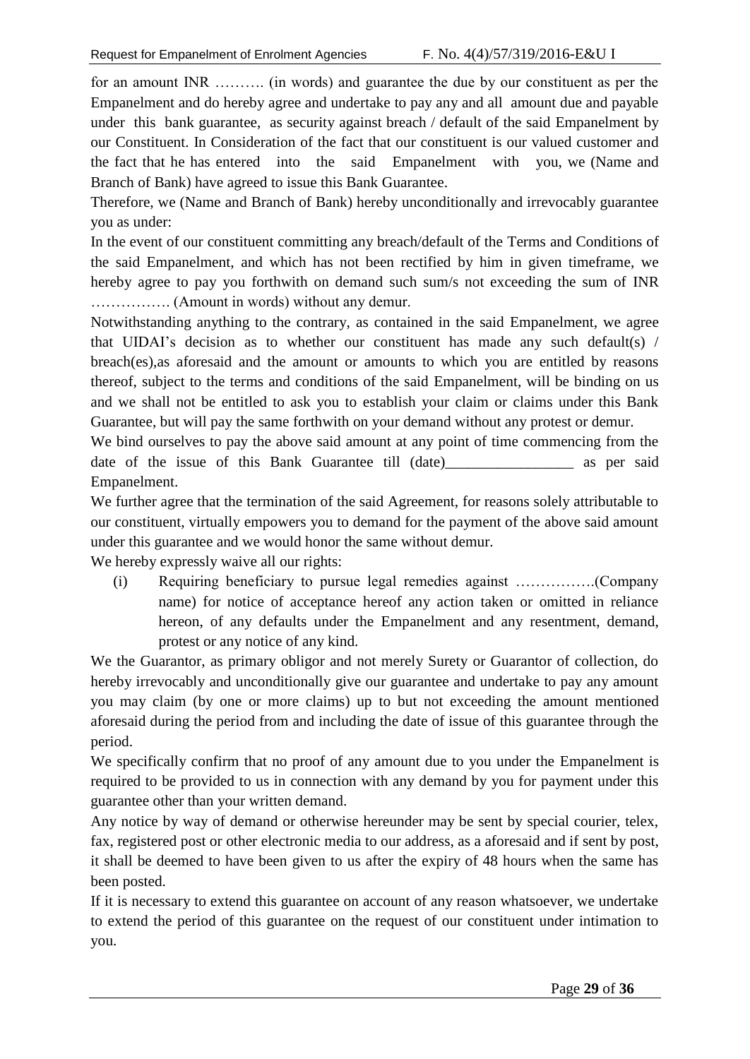for an amount INR ………. (in words) and guarantee the due by our constituent as per the Empanelment and do hereby agree and undertake to pay any and all amount due and payable under this bank guarantee, as security against breach / default of the said Empanelment by our Constituent. In Consideration of the fact that our constituent is our valued customer and the fact that he has entered into the said Empanelment with you, we (Name and Branch of Bank) have agreed to issue this Bank Guarantee.

Therefore, we (Name and Branch of Bank) hereby unconditionally and irrevocably guarantee you as under:

In the event of our constituent committing any breach/default of the Terms and Conditions of the said Empanelment, and which has not been rectified by him in given timeframe, we hereby agree to pay you forthwith on demand such sum/s not exceeding the sum of INR ……………. (Amount in words) without any demur.

Notwithstanding anything to the contrary, as contained in the said Empanelment, we agree that UIDAI's decision as to whether our constituent has made any such default(s) / breach(es),as aforesaid and the amount or amounts to which you are entitled by reasons thereof, subject to the terms and conditions of the said Empanelment, will be binding on us and we shall not be entitled to ask you to establish your claim or claims under this Bank Guarantee, but will pay the same forthwith on your demand without any protest or demur.

We bind ourselves to pay the above said amount at any point of time commencing from the date of the issue of this Bank Guarantee till (date)_________________ as per said Empanelment.

We further agree that the termination of the said Agreement, for reasons solely attributable to our constituent, virtually empowers you to demand for the payment of the above said amount under this guarantee and we would honor the same without demur.

We hereby expressly waive all our rights:

(i) Requiring beneficiary to pursue legal remedies against …………….(Company name) for notice of acceptance hereof any action taken or omitted in reliance hereon, of any defaults under the Empanelment and any resentment, demand, protest or any notice of any kind.

We the Guarantor, as primary obligor and not merely Surety or Guarantor of collection, do hereby irrevocably and unconditionally give our guarantee and undertake to pay any amount you may claim (by one or more claims) up to but not exceeding the amount mentioned aforesaid during the period from and including the date of issue of this guarantee through the period.

We specifically confirm that no proof of any amount due to you under the Empanelment is required to be provided to us in connection with any demand by you for payment under this guarantee other than your written demand.

Any notice by way of demand or otherwise hereunder may be sent by special courier, telex, fax, registered post or other electronic media to our address, as a aforesaid and if sent by post, it shall be deemed to have been given to us after the expiry of 48 hours when the same has been posted.

If it is necessary to extend this guarantee on account of any reason whatsoever, we undertake to extend the period of this guarantee on the request of our constituent under intimation to you.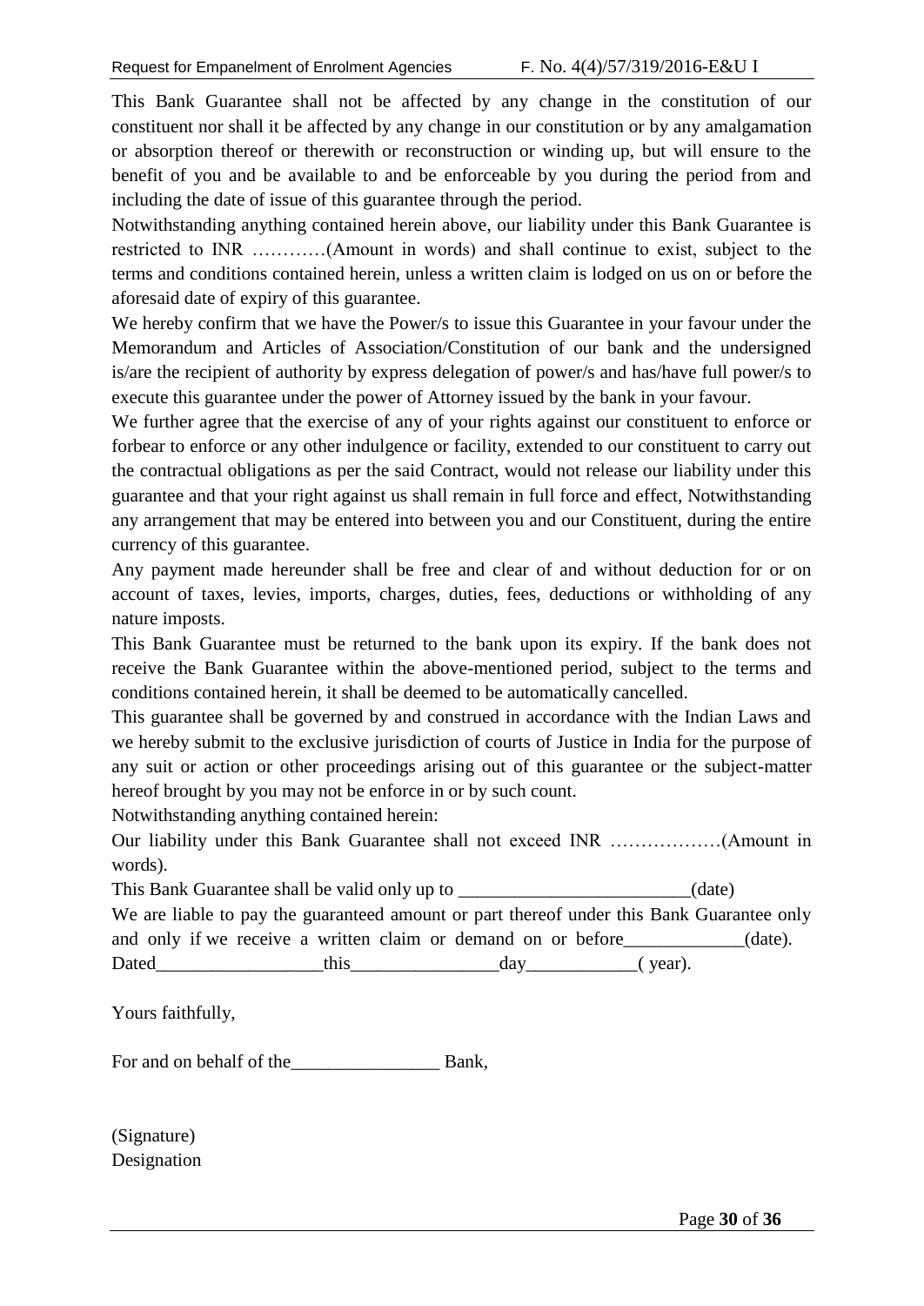This Bank Guarantee shall not be affected by any change in the constitution of our constituent nor shall it be affected by any change in our constitution or by any amalgamation or absorption thereof or therewith or reconstruction or winding up, but will ensure to the benefit of you and be available to and be enforceable by you during the period from and including the date of issue of this guarantee through the period.

Notwithstanding anything contained herein above, our liability under this Bank Guarantee is restricted to INR …………(Amount in words) and shall continue to exist, subject to the terms and conditions contained herein, unless a written claim is lodged on us on or before the aforesaid date of expiry of this guarantee.

We hereby confirm that we have the Power/s to issue this Guarantee in your favour under the Memorandum and Articles of Association/Constitution of our bank and the undersigned is/are the recipient of authority by express delegation of power/s and has/have full power/s to execute this guarantee under the power of Attorney issued by the bank in your favour.

We further agree that the exercise of any of your rights against our constituent to enforce or forbear to enforce or any other indulgence or facility, extended to our constituent to carry out the contractual obligations as per the said Contract, would not release our liability under this guarantee and that your right against us shall remain in full force and effect, Notwithstanding any arrangement that may be entered into between you and our Constituent, during the entire currency of this guarantee.

Any payment made hereunder shall be free and clear of and without deduction for or on account of taxes, levies, imports, charges, duties, fees, deductions or withholding of any nature imposts.

This Bank Guarantee must be returned to the bank upon its expiry. If the bank does not receive the Bank Guarantee within the above-mentioned period, subject to the terms and conditions contained herein, it shall be deemed to be automatically cancelled.

This guarantee shall be governed by and construed in accordance with the Indian Laws and we hereby submit to the exclusive jurisdiction of courts of Justice in India for the purpose of any suit or action or other proceedings arising out of this guarantee or the subject-matter hereof brought by you may not be enforce in or by such count.

Notwithstanding anything contained herein:

Our liability under this Bank Guarantee shall not exceed INR ………………(Amount in words).

This Bank Guarantee shall be valid only up to _________________________(date)

We are liable to pay the guaranteed amount or part thereof under this Bank Guarantee only and only if we receive a written claim or demand on or before_____________(date).

Dated__________________this________________day____________( year).

Yours faithfully,

For and on behalf of the________________ Bank,

(Signature)
Designation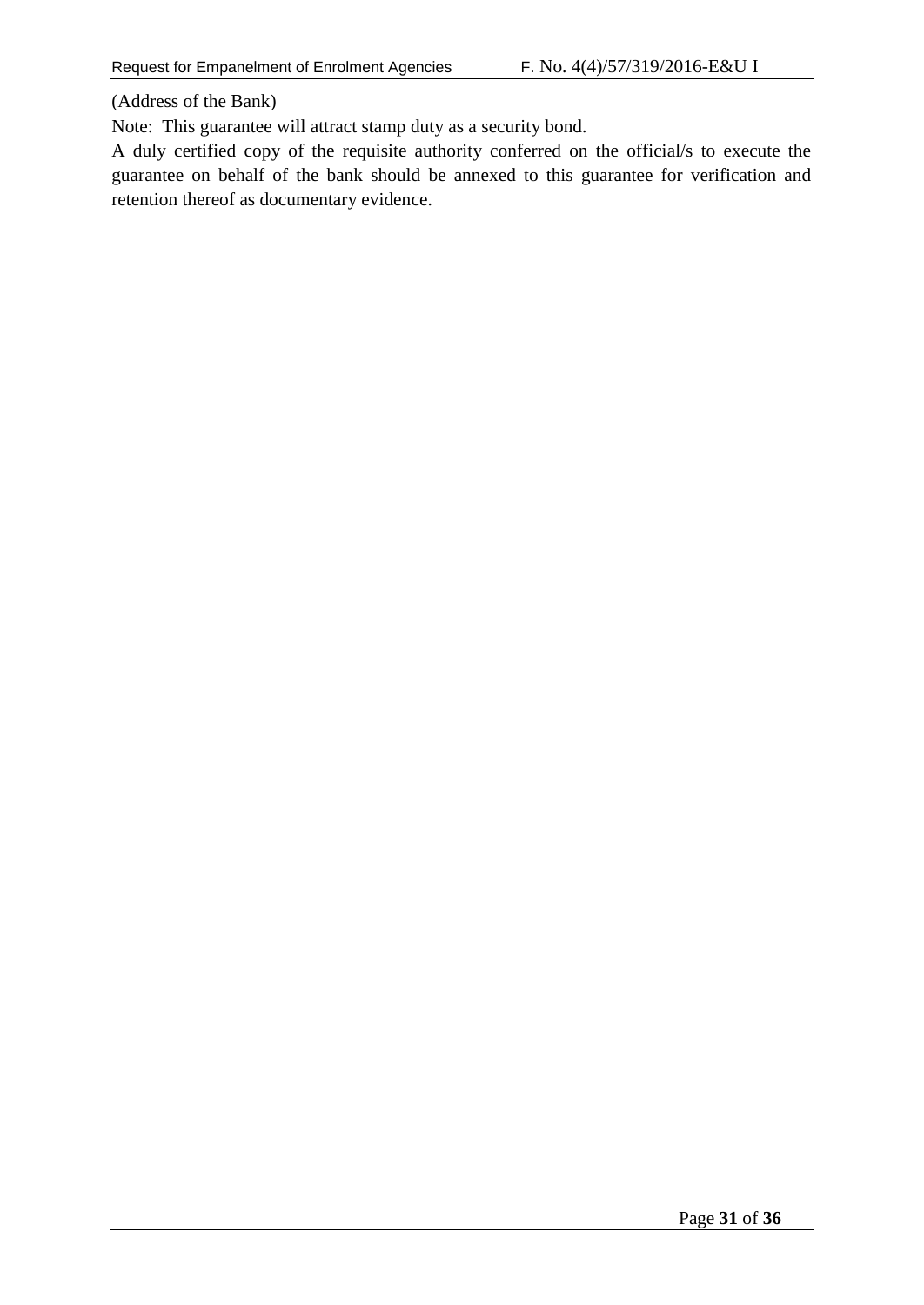(Address of the Bank)

Note: This guarantee will attract stamp duty as a security bond.

A duly certified copy of the requisite authority conferred on the official/s to execute the guarantee on behalf of the bank should be annexed to this guarantee for verification and retention thereof as documentary evidence.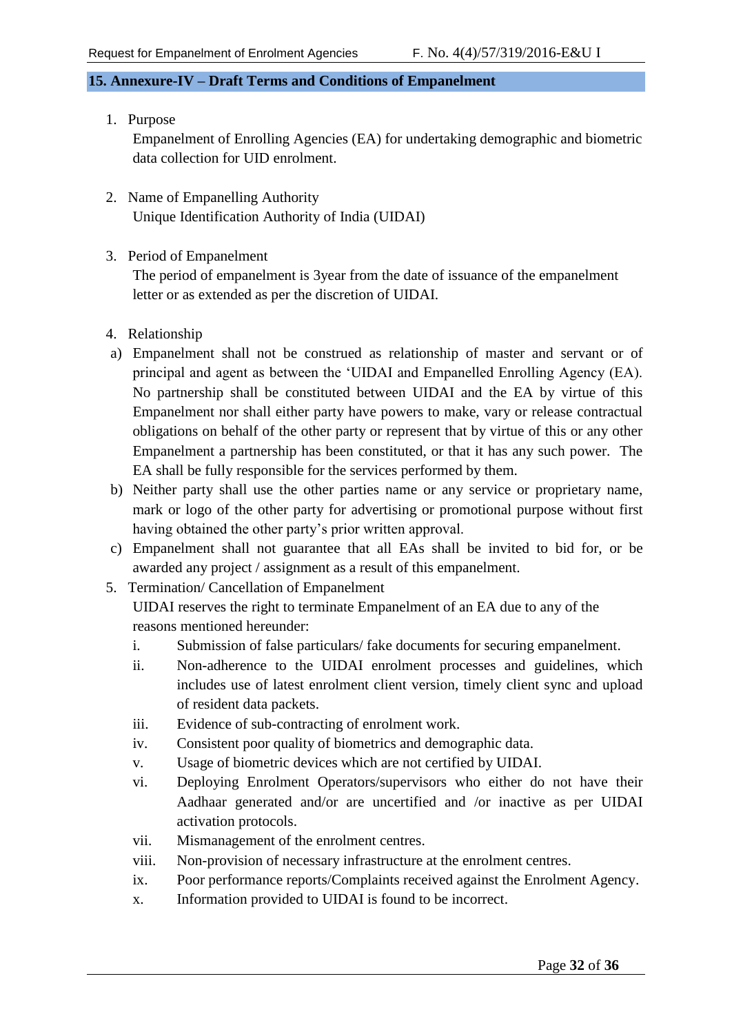## 15. Annexure-IV – Draft Terms and Conditions of Empanelment

1. Purpose

   Empanelment of Enrolling Agencies (EA) for undertaking demographic and biometric data collection for UID enrolment.

2. Name of Empanelling Authority

   Unique Identification Authority of India (UIDAI)

3. Period of Empanelment

   The period of empanelment is 3year from the date of issuance of the empanelment letter or as extended as per the discretion of UIDAI.

4. Relationship

a) Empanelment shall not be construed as relationship of master and servant or of principal and agent as between the 'UIDAI and Empanelled Enrolling Agency (EA). No partnership shall be constituted between UIDAI and the EA by virtue of this Empanelment nor shall either party have powers to make, vary or release contractual obligations on behalf of the other party or represent that by virtue of this or any other Empanelment a partnership has been constituted, or that it has any such power. The EA shall be fully responsible for the services performed by them.

b) Neither party shall use the other parties name or any service or proprietary name, mark or logo of the other party for advertising or promotional purpose without first having obtained the other party's prior written approval.

c) Empanelment shall not guarantee that all EAs shall be invited to bid for, or be awarded any project / assignment as a result of this empanelment.

5. Termination/ Cancellation of Empanelment

   UIDAI reserves the right to terminate Empanelment of an EA due to any of the reasons mentioned hereunder:

   i. Submission of false particulars/ fake documents for securing empanelment.
   ii. Non-adherence to the UIDAI enrolment processes and guidelines, which includes use of latest enrolment client version, timely client sync and upload of resident data packets.
   iii. Evidence of sub-contracting of enrolment work.
   iv. Consistent poor quality of biometrics and demographic data.
   v. Usage of biometric devices which are not certified by UIDAI.
   vi. Deploying Enrolment Operators/supervisors who either do not have their Aadhaar generated and/or are uncertified and /or inactive as per UIDAI activation protocols.
   vii. Mismanagement of the enrolment centres.
   viii. Non-provision of necessary infrastructure at the enrolment centres.
   ix. Poor performance reports/Complaints received against the Enrolment Agency.
   x. Information provided to UIDAI is found to be incorrect.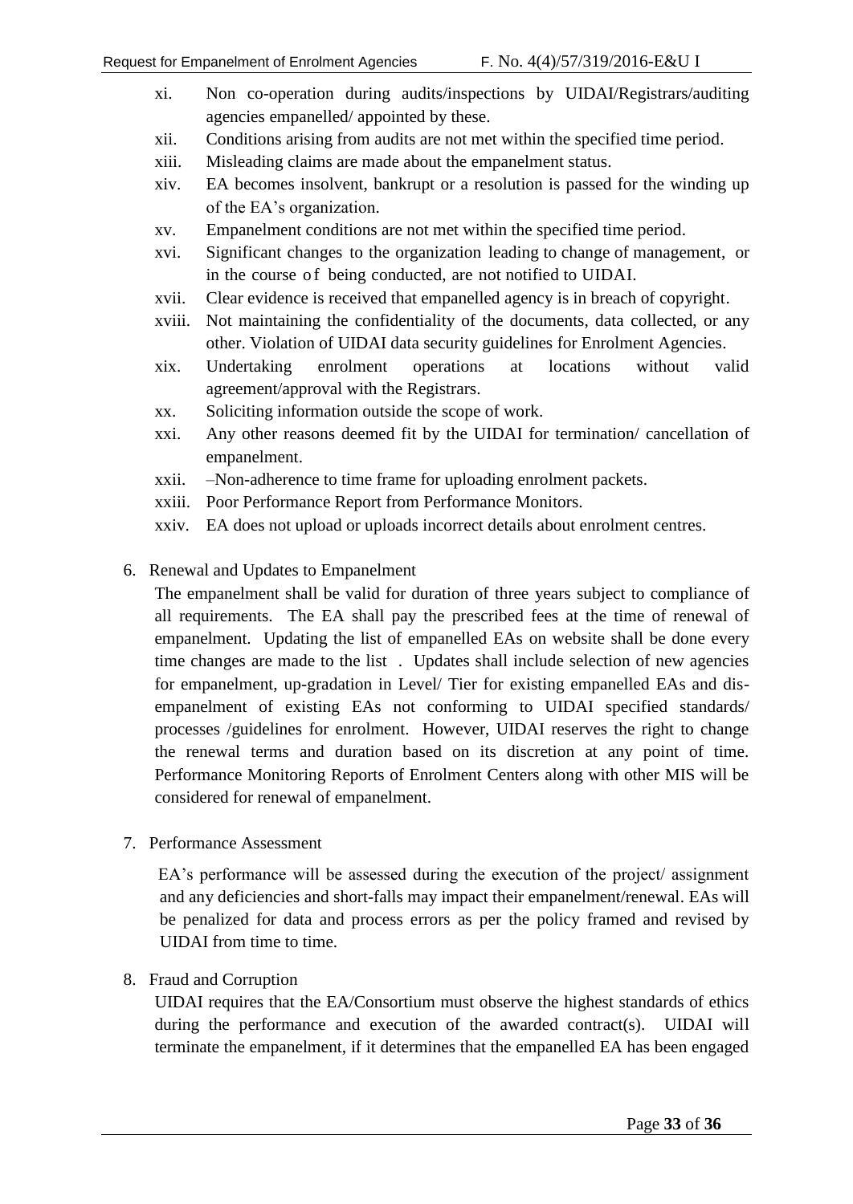xi. Non co-operation during audits/inspections by UIDAI/Registrars/auditing agencies empanelled/ appointed by these.
xii. Conditions arising from audits are not met within the specified time period.
xiii. Misleading claims are made about the empanelment status.
xiv. EA becomes insolvent, bankrupt or a resolution is passed for the winding up of the EA's organization.
xv. Empanelment conditions are not met within the specified time period.
xvi. Significant changes to the organization leading to change of management, or in the course of being conducted, are not notified to UIDAI.
xvii. Clear evidence is received that empanelled agency is in breach of copyright.
xviii. Not maintaining the confidentiality of the documents, data collected, or any other. Violation of UIDAI data security guidelines for Enrolment Agencies.
xix. Undertaking enrolment operations at locations without valid agreement/approval with the Registrars.
xx. Soliciting information outside the scope of work.
xxi. Any other reasons deemed fit by the UIDAI for termination/ cancellation of empanelment.
xxii. –Non-adherence to time frame for uploading enrolment packets.
xxiii. Poor Performance Report from Performance Monitors.
xxiv. EA does not upload or uploads incorrect details about enrolment centres.

6. Renewal and Updates to Empanelment

The empanelment shall be valid for duration of three years subject to compliance of all requirements. The EA shall pay the prescribed fees at the time of renewal of empanelment. Updating the list of empanelled EAs on website shall be done every time changes are made to the list . Updates shall include selection of new agencies for empanelment, up-gradation in Level/ Tier for existing empanelled EAs and dis-empanelment of existing EAs not conforming to UIDAI specified standards/ processes /guidelines for enrolment. However, UIDAI reserves the right to change the renewal terms and duration based on its discretion at any point of time. Performance Monitoring Reports of Enrolment Centers along with other MIS will be considered for renewal of empanelment.

7. Performance Assessment

EA's performance will be assessed during the execution of the project/ assignment and any deficiencies and short-falls may impact their empanelment/renewal. EAs will be penalized for data and process errors as per the policy framed and revised by UIDAI from time to time.

8. Fraud and Corruption

UIDAI requires that the EA/Consortium must observe the highest standards of ethics during the performance and execution of the awarded contract(s). UIDAI will terminate the empanelment, if it determines that the empanelled EA has been engaged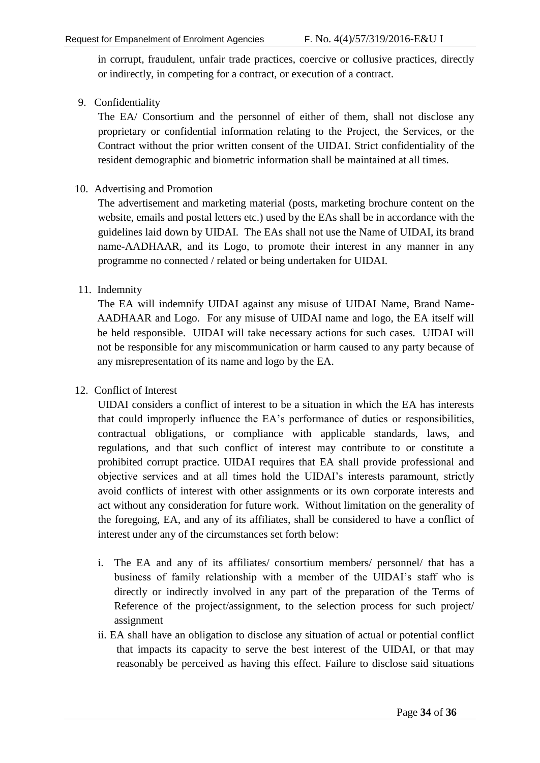in corrupt, fraudulent, unfair trade practices, coercive or collusive practices, directly or indirectly, in competing for a contract, or execution of a contract.

9. Confidentiality

   The EA/ Consortium and the personnel of either of them, shall not disclose any proprietary or confidential information relating to the Project, the Services, or the Contract without the prior written consent of the UIDAI. Strict confidentiality of the resident demographic and biometric information shall be maintained at all times.

10. Advertising and Promotion

    The advertisement and marketing material (posts, marketing brochure content on the website, emails and postal letters etc.) used by the EAs shall be in accordance with the guidelines laid down by UIDAI. The EAs shall not use the Name of UIDAI, its brand name-AADHAAR, and its Logo, to promote their interest in any manner in any programme no connected / related or being undertaken for UIDAI.

11. Indemnity

    The EA will indemnify UIDAI against any misuse of UIDAI Name, Brand Name-AADHAAR and Logo. For any misuse of UIDAI name and logo, the EA itself will be held responsible. UIDAI will take necessary actions for such cases. UIDAI will not be responsible for any miscommunication or harm caused to any party because of any misrepresentation of its name and logo by the EA.

12. Conflict of Interest

    UIDAI considers a conflict of interest to be a situation in which the EA has interests that could improperly influence the EA's performance of duties or responsibilities, contractual obligations, or compliance with applicable standards, laws, and regulations, and that such conflict of interest may contribute to or constitute a prohibited corrupt practice. UIDAI requires that EA shall provide professional and objective services and at all times hold the UIDAI's interests paramount, strictly avoid conflicts of interest with other assignments or its own corporate interests and act without any consideration for future work. Without limitation on the generality of the foregoing, EA, and any of its affiliates, shall be considered to have a conflict of interest under any of the circumstances set forth below:

    i. The EA and any of its affiliates/ consortium members/ personnel/ that has a business of family relationship with a member of the UIDAI's staff who is directly or indirectly involved in any part of the preparation of the Terms of Reference of the project/assignment, to the selection process for such project/ assignment

    ii. EA shall have an obligation to disclose any situation of actual or potential conflict that impacts its capacity to serve the best interest of the UIDAI, or that may reasonably be perceived as having this effect. Failure to disclose said situations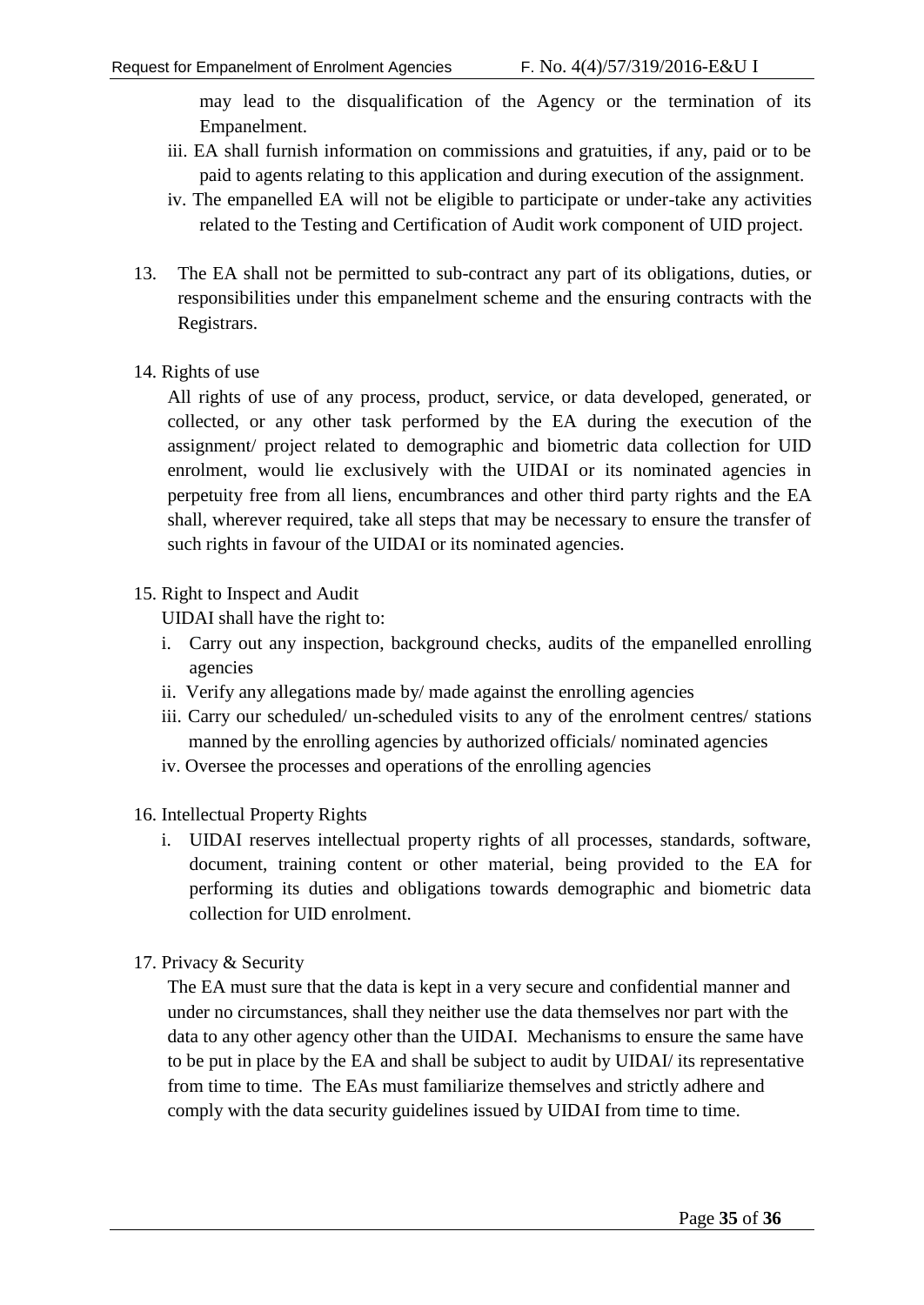may lead to the disqualification of the Agency or the termination of its Empanelment.

iii. EA shall furnish information on commissions and gratuities, if any, paid or to be paid to agents relating to this application and during execution of the assignment.

iv. The empanelled EA will not be eligible to participate or under-take any activities related to the Testing and Certification of Audit work component of UID project.

13. The EA shall not be permitted to sub-contract any part of its obligations, duties, or responsibilities under this empanelment scheme and the ensuring contracts with the Registrars.

14. Rights of use

All rights of use of any process, product, service, or data developed, generated, or collected, or any other task performed by the EA during the execution of the assignment/ project related to demographic and biometric data collection for UID enrolment, would lie exclusively with the UIDAI or its nominated agencies in perpetuity free from all liens, encumbrances and other third party rights and the EA shall, wherever required, take all steps that may be necessary to ensure the transfer of such rights in favour of the UIDAI or its nominated agencies.

15. Right to Inspect and Audit

UIDAI shall have the right to:

i. Carry out any inspection, background checks, audits of the empanelled enrolling agencies
ii. Verify any allegations made by/ made against the enrolling agencies
iii. Carry our scheduled/ un-scheduled visits to any of the enrolment centres/ stations manned by the enrolling agencies by authorized officials/ nominated agencies
iv. Oversee the processes and operations of the enrolling agencies

16. Intellectual Property Rights

i. UIDAI reserves intellectual property rights of all processes, standards, software, document, training content or other material, being provided to the EA for performing its duties and obligations towards demographic and biometric data collection for UID enrolment.

17. Privacy & Security

The EA must sure that the data is kept in a very secure and confidential manner and under no circumstances, shall they neither use the data themselves nor part with the data to any other agency other than the UIDAI. Mechanisms to ensure the same have to be put in place by the EA and shall be subject to audit by UIDAI/ its representative from time to time. The EAs must familiarize themselves and strictly adhere and comply with the data security guidelines issued by UIDAI from time to time.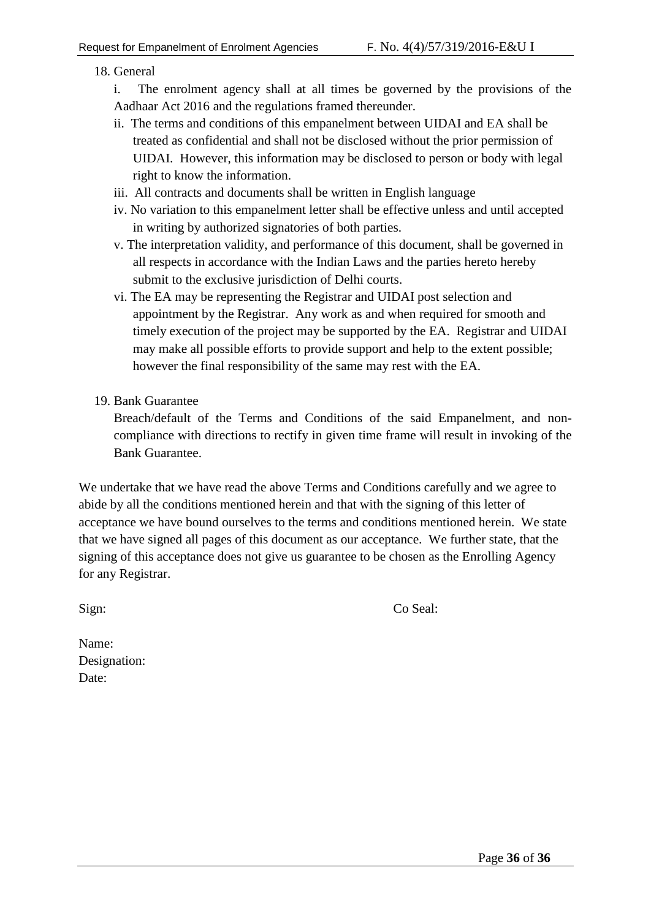18. General

    i. The enrolment agency shall at all times be governed by the provisions of the Aadhaar Act 2016 and the regulations framed thereunder.

    ii. The terms and conditions of this empanelment between UIDAI and EA shall be treated as confidential and shall not be disclosed without the prior permission of UIDAI. However, this information may be disclosed to person or body with legal right to know the information.

    iii. All contracts and documents shall be written in English language

    iv. No variation to this empanelment letter shall be effective unless and until accepted in writing by authorized signatories of both parties.

    v. The interpretation validity, and performance of this document, shall be governed in all respects in accordance with the Indian Laws and the parties hereto hereby submit to the exclusive jurisdiction of Delhi courts.

    vi. The EA may be representing the Registrar and UIDAI post selection and appointment by the Registrar. Any work as and when required for smooth and timely execution of the project may be supported by the EA. Registrar and UIDAI may make all possible efforts to provide support and help to the extent possible; however the final responsibility of the same may rest with the EA.

19. Bank Guarantee

    Breach/default of the Terms and Conditions of the said Empanelment, and non-compliance with directions to rectify in given time frame will result in invoking of the Bank Guarantee.

We undertake that we have read the above Terms and Conditions carefully and we agree to abide by all the conditions mentioned herein and that with the signing of this letter of acceptance we have bound ourselves to the terms and conditions mentioned herein. We state that we have signed all pages of this document as our acceptance. We further state, that the signing of this acceptance does not give us guarantee to be chosen as the Enrolling Agency for any Registrar.

Sign: Co Seal:

Name:
Designation:
Date: